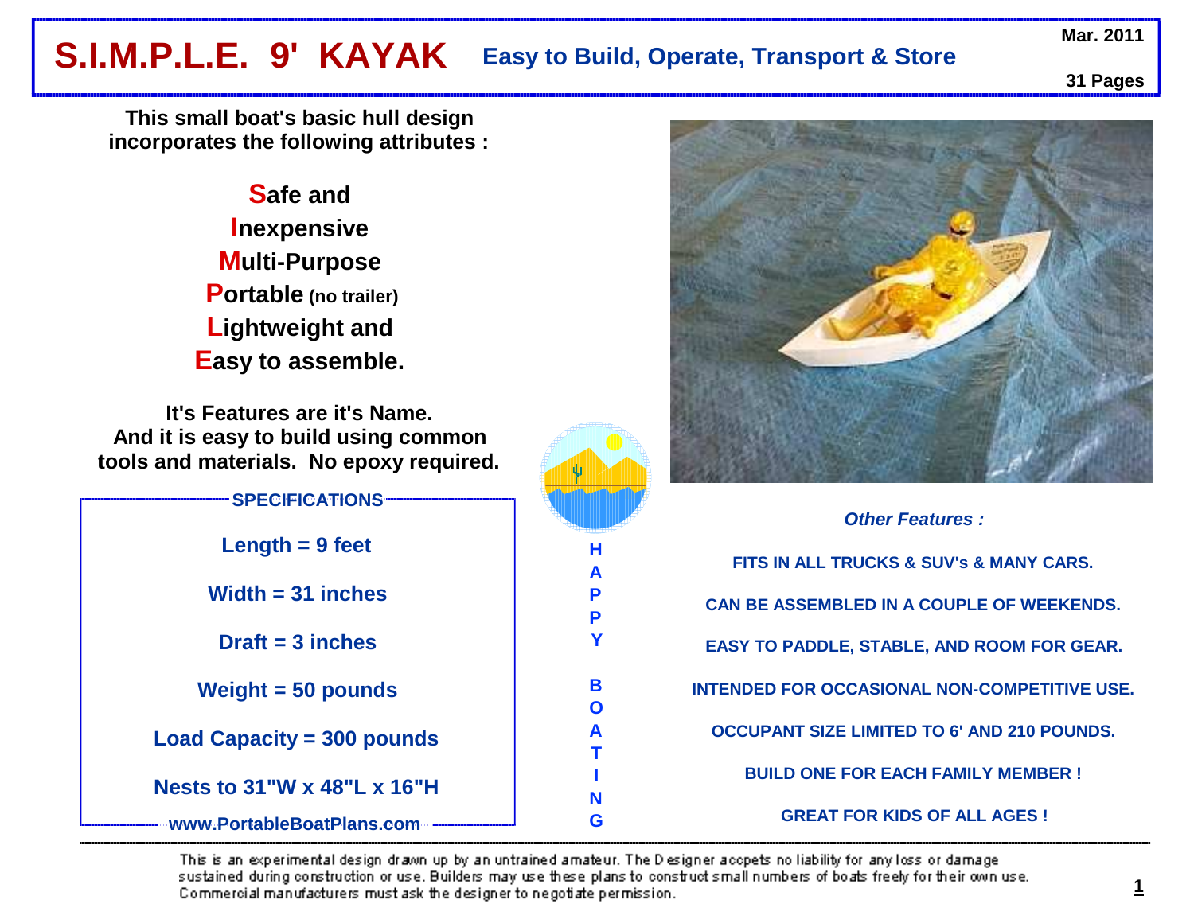# S.I.M.P.L.E. 9' KAYAK

## Easy to Build, Operate, Transport & Store

Mar. 2011

31 Pages

**This small boat's basic hull design incorporates the following attributes :**

**S**afe and
**I**nexpensive
**M**ulti-Purpose
**P**ortable (no trailer)
**L**ightweight and
**E**asy to assemble.

**It's Features are it's Name. And it is easy to build using common tools and materials. No epoxy required.**

### SPECIFICATIONS

- Length = 9 feet
- Width = 31 inches
- Draft = 3 inches
- Weight = 50 pounds
- Load Capacity = 300 pounds
- Nests to 31"W x 48"L x 16"H

www.PortableBoatPlans.com

HAPPY BOATING

### *Other Features :*

FITS IN ALL TRUCKS & SUV's & MANY CARS.

CAN BE ASSEMBLED IN A COUPLE OF WEEKENDS.

EASY TO PADDLE, STABLE, AND ROOM FOR GEAR.

INTENDED FOR OCCASIONAL NON-COMPETITIVE USE.

OCCUPANT SIZE LIMITED TO 6' AND 210 POUNDS.

BUILD ONE FOR EACH FAMILY MEMBER !

GREAT FOR KIDS OF ALL AGES !

This is an experimental design drawn up by an untrained amateur. The Designer accepts no liability for any loss or damage sustained during construction or use. Builders may use these plans to construct small numbers of boats freely for their own use. Commercial manufacturers must ask the designer to negotiate permission.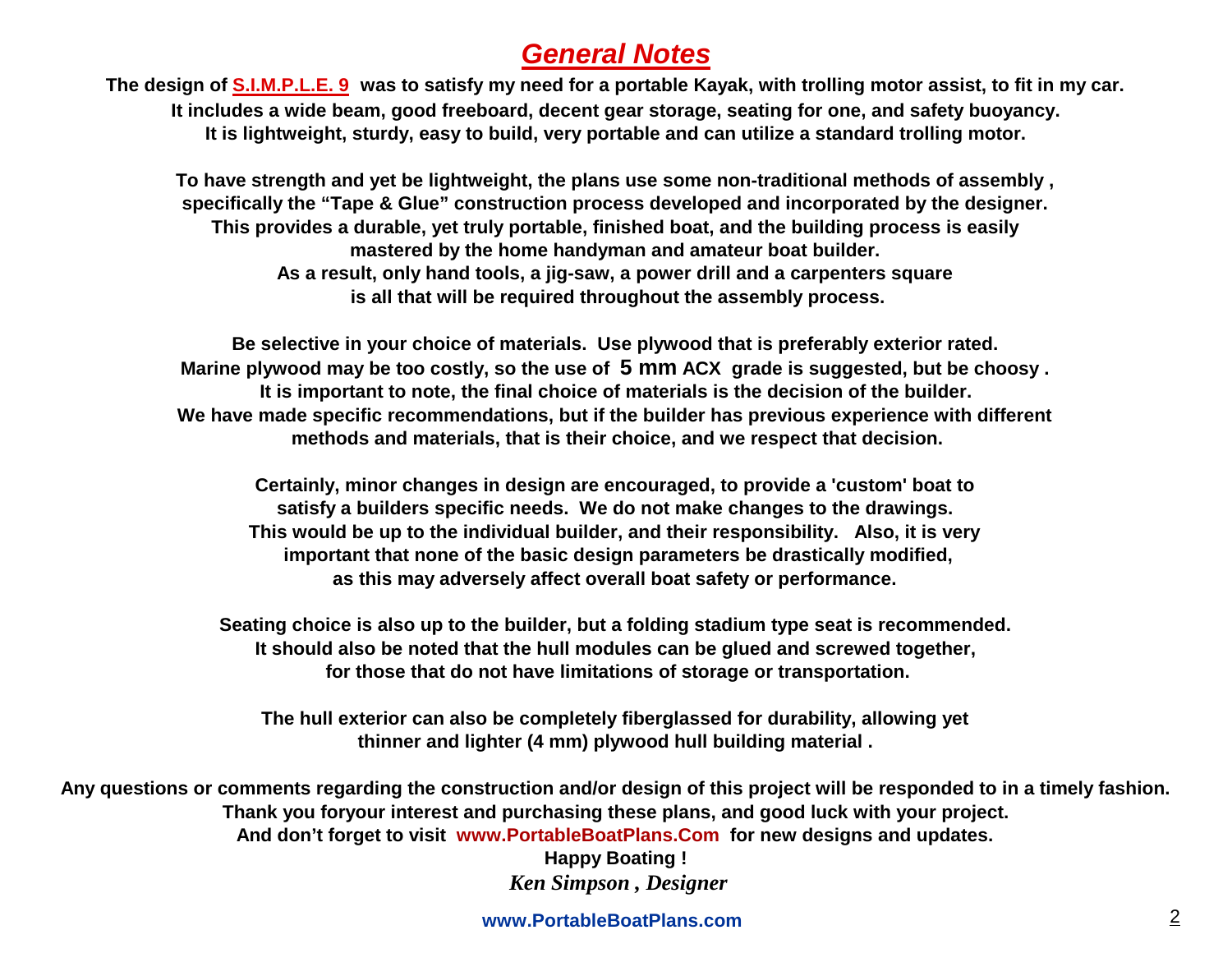# *General Notes*

**The design of S.I.M.P.L.E. 9 was to satisfy my need for a portable Kayak, with trolling motor assist, to fit in my car.**
**It includes a wide beam, good freeboard, decent gear storage, seating for one, and safety buoyancy.**
**It is lightweight, sturdy, easy to build, very portable and can utilize a standard trolling motor.**

**To have strength and yet be lightweight, the plans use some non-traditional methods of assembly , specifically the "Tape & Glue" construction process developed and incorporated by the designer. This provides a durable, yet truly portable, finished boat, and the building process is easily mastered by the home handyman and amateur boat builder. As a result, only hand tools, a jig-saw, a power drill and a carpenters square is all that will be required throughout the assembly process.**

**Be selective in your choice of materials. Use plywood that is preferably exterior rated. Marine plywood may be too costly, so the use of 5 mm ACX grade is suggested, but be choosy . It is important to note, the final choice of materials is the decision of the builder. We have made specific recommendations, but if the builder has previous experience with different methods and materials, that is their choice, and we respect that decision.**

**Certainly, minor changes in design are encouraged, to provide a 'custom' boat to satisfy a builders specific needs. We do not make changes to the drawings. This would be up to the individual builder, and their responsibility. Also, it is very important that none of the basic design parameters be drastically modified, as this may adversely affect overall boat safety or performance.**

**Seating choice is also up to the builder, but a folding stadium type seat is recommended. It should also be noted that the hull modules can be glued and screwed together, for those that do not have limitations of storage or transportation.**

**The hull exterior can also be completely fiberglassed for durability, allowing yet thinner and lighter (4 mm) plywood hull building material .**

**Any questions or comments regarding the construction and/or design of this project will be responded to in a timely fashion.**
**Thank you foryour interest and purchasing these plans, and good luck with your project.**
**And don't forget to visit www.PortableBoatPlans.Com for new designs and updates.**
**Happy Boating !**
***Ken Simpson , Designer***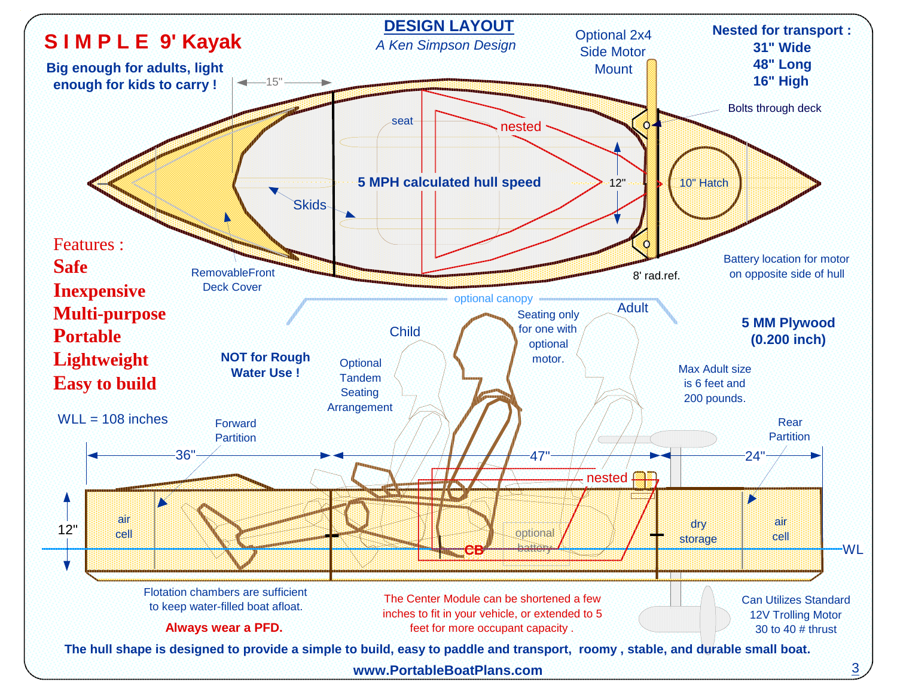# SIMPLE 9' Kayak

## DESIGN LAYOUT

*A Ken Simpson Design*

**Big enough for adults, light enough for kids to carry !**

**Nested for transport :**
**31" Wide**
**48" Long**
**16" High**

Optional 2x4 Side Motor Mount

Bolts through deck

15"

seat

nested

**5 MPH calculated hull speed**

12"

10" Hatch

Skids

RemovableFront Deck Cover

8' rad.ref.

Battery location for motor on opposite side of hull

Features :

**Safe**
**Inexpensive**
**Multi-purpose**
**Portable**
**Lightweight**
**Easy to build**

optional canopy

Child

Adult

Seating only for one with optional motor.

**5 MM Plywood (0.200 inch)**

**NOT for Rough Water Use !**

Optional Tandem Seating Arrangement

Max Adult size is 6 feet and 200 pounds.

WLL = 108 inches

Forward Partition

Rear Partition

36" — 47" — 24"

nested

12"

air cell

optional battery

CB

dry storage

air cell

WL

Flotation chambers are sufficient to keep water-filled boat afloat.

**Always wear a PFD.**

The Center Module can be shortened a few inches to fit in your vehicle, or extended to 5 feet for more occupant capacity .

Can Utilizes Standard 12V Trolling Motor 30 to 40 # thrust

**The hull shape is designed to provide a simple to build, easy to paddle and transport, roomy , stable, and durable small boat.**

**www.PortableBoatPlans.com**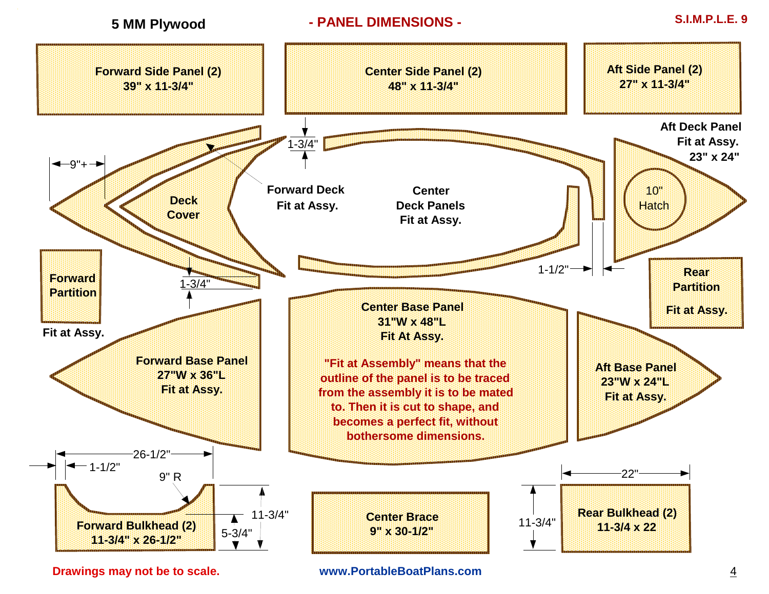5 MM Plywood

## - PANEL DIMENSIONS -

S.I.M.P.L.E. 9

**Forward Side Panel (2)**
**39" x 11-3/4"**

**Center Side Panel (2)**
**48" x 11-3/4"**

**Aft Side Panel (2)**
**27" x 11-3/4"**

**Aft Deck Panel**
**Fit at Assy.**
**23" x 24"**

10" Hatch

9"+

1-3/4"

**Deck Cover**

**Forward Deck Fit at Assy.**

**Center Deck Panels Fit at Assy.**

1-1/2"

**Forward Partition**

**Fit at Assy.**

1-3/4"

**Rear Partition**

**Fit at Assy.**

**Forward Base Panel**
**27"W x 36"L**
**Fit at Assy.**

**Center Base Panel**
**31"W x 48"L**
**Fit At Assy.**

**"Fit at Assembly" means that the outline of the panel is to be traced from the assembly it is to be mated to. Then it is cut to shape, and becomes a perfect fit, without bothersome dimensions.**

**Aft Base Panel**
**23"W x 24"L**
**Fit at Assy.**

26-1/2"

1-1/2"

9" R

11-3/4"

5-3/4"

**Forward Bulkhead (2)**
**11-3/4" x 26-1/2"**

**Center Brace**
**9" x 30-1/2"**

22"

11-3/4"

**Rear Bulkhead (2)**
**11-3/4 x 22**

**Drawings may not be to scale.**

**www.PortableBoatPlans.com**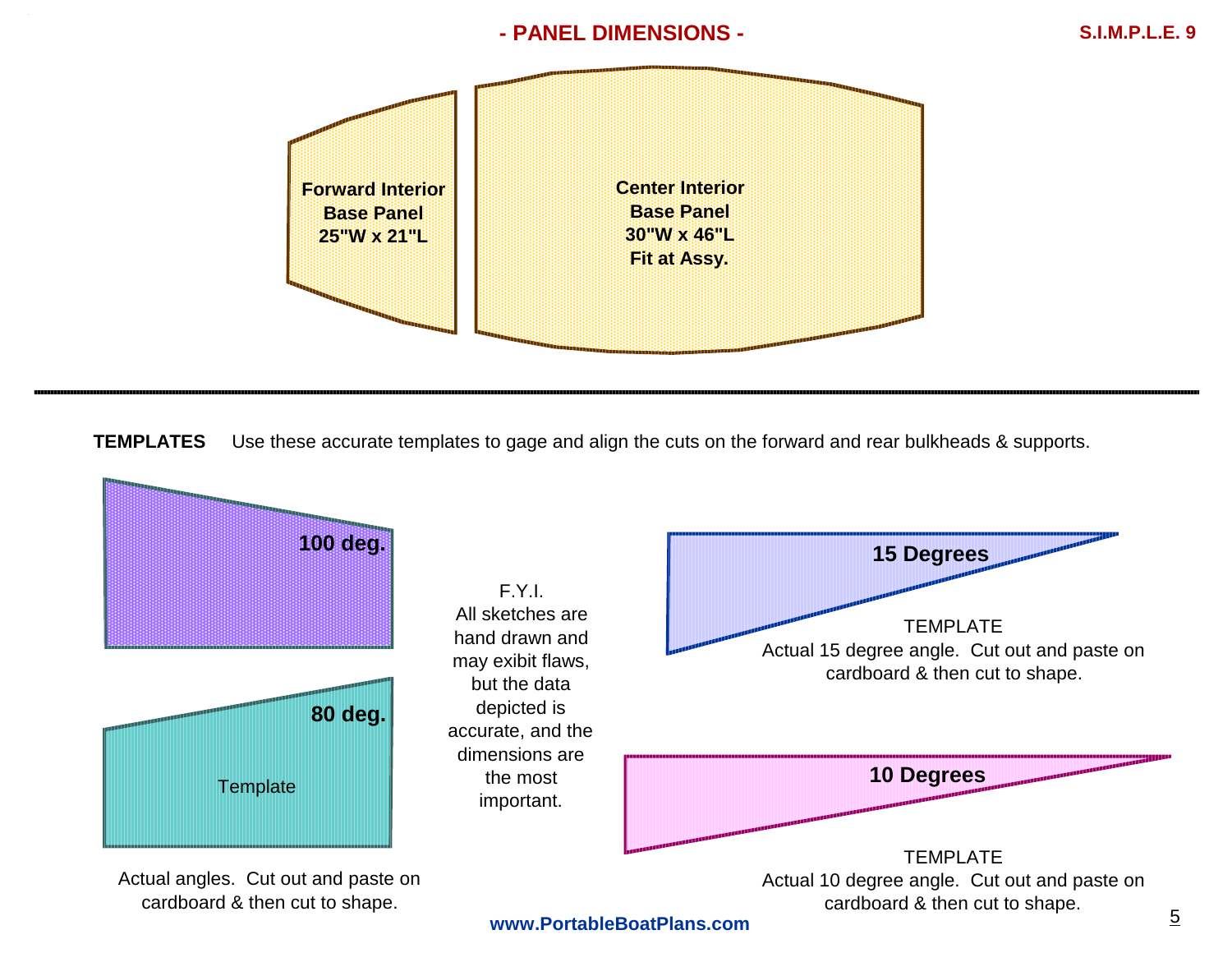# - PANEL DIMENSIONS -

S.I.M.P.L.E. 9

**Forward Interior Base Panel**
**25"W x 21"L**

**Center Interior Base Panel**
**30"W x 46"L**
**Fit at Assy.**

---

**TEMPLATES** Use these accurate templates to gage and align the cuts on the forward and rear bulkheads & supports.

**100 deg.**

**80 deg.**

Template

Actual angles. Cut out and paste on cardboard & then cut to shape.

F.Y.I.
All sketches are hand drawn and may exibit flaws, but the data depicted is accurate, and the dimensions are the most important.

**15 Degrees**

TEMPLATE
Actual 15 degree angle. Cut out and paste on cardboard & then cut to shape.

**10 Degrees**

TEMPLATE
Actual 10 degree angle. Cut out and paste on cardboard & then cut to shape.

**www.PortableBoatPlans.com**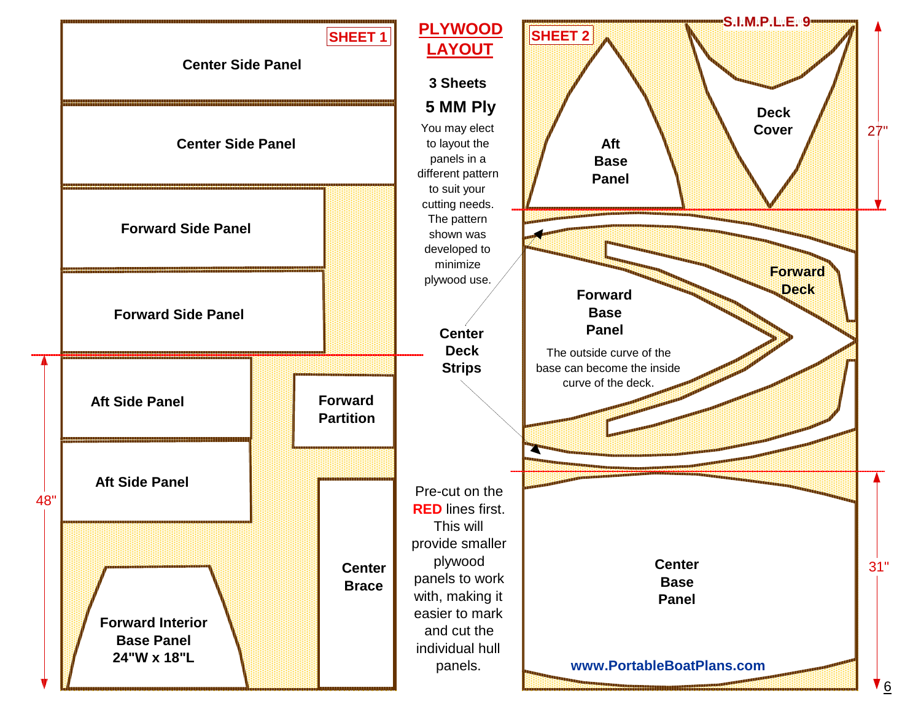# PLYWOOD LAYOUT

**3 Sheets**

**5 MM Ply**

You may elect to layout the panels in a different pattern to suit your cutting needs. The pattern shown was developed to minimize plywood use.

## SHEET 1

- Center Side Panel
- Center Side Panel
- Forward Side Panel
- Forward Side Panel
- Aft Side Panel
- Aft Side Panel
- Forward Partition
- Center Brace
- Forward Interior Base Panel 24"W x 18"L

48"

**Center Deck Strips**

Pre-cut on the **RED** lines first. This will provide smaller plywood panels to work with, making it easier to mark and cut the individual hull panels.

## SHEET 2

S.I.M.P.L.E. 9

- Aft Base Panel
- Deck Cover
- Forward Deck
- Forward Base Panel

The outside curve of the base can become the inside curve of the deck.

- Center Base Panel

27"

31"

www.PortableBoatPlans.com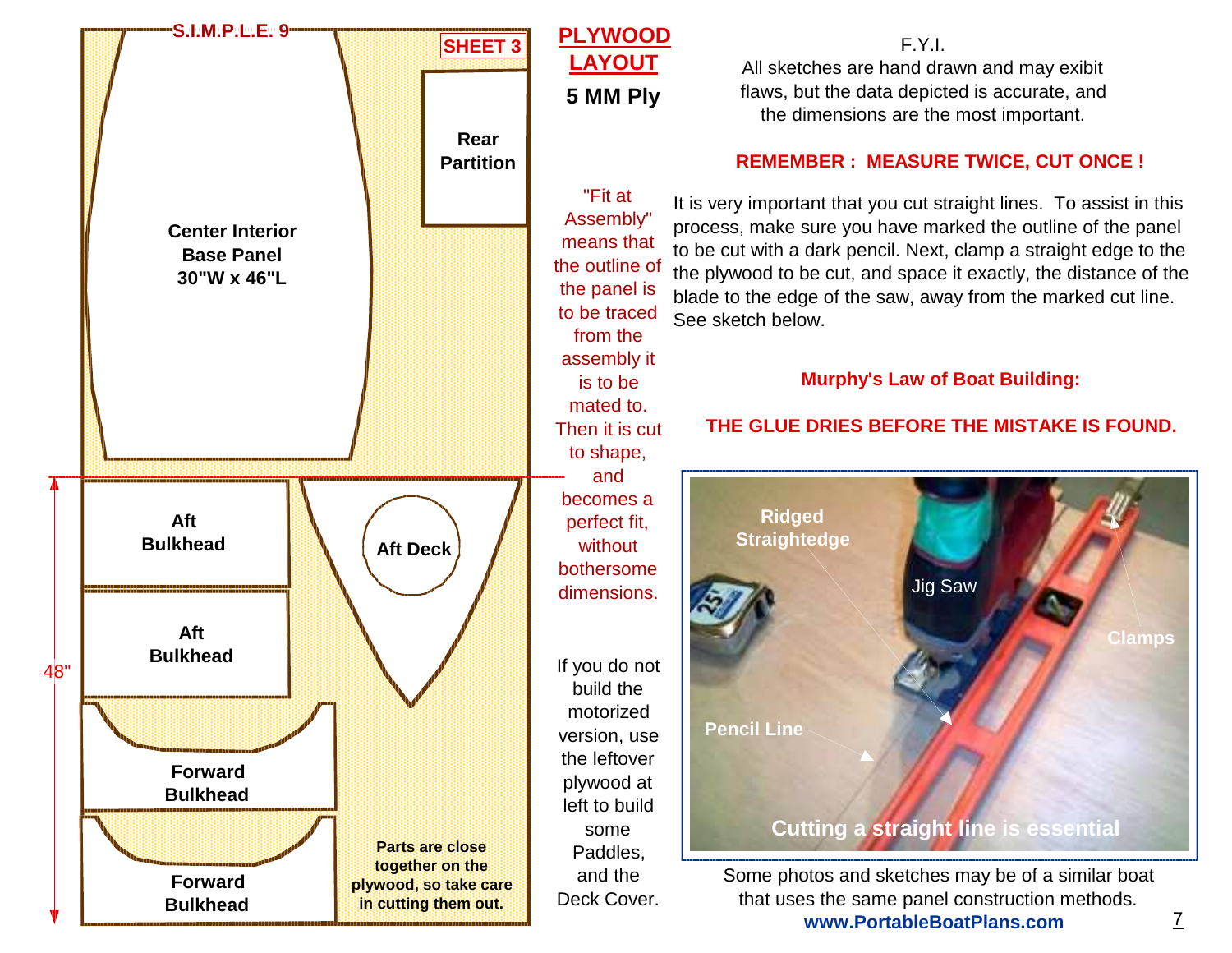S.I.M.P.L.E. 9

SHEET 3

Center Interior Base Panel 30"W x 46"L

Rear Partition

Aft Bulkhead

Aft Bulkhead

Aft Deck

Forward Bulkhead

Forward Bulkhead

48"

Parts are close together on the plywood, so take care in cutting them out.

# PLYWOOD LAYOUT

**5 MM Ply**

"Fit at Assembly" means that the outline of the panel is to be traced from the assembly it is to be mated to. Then it is cut to shape, and becomes a perfect fit, without bothersome dimensions.

If you do not build the motorized version, use the leftover plywood at left to build some Paddles, and the Deck Cover.

F.Y.I.
All sketches are hand drawn and may exibit flaws, but the data depicted is accurate, and the dimensions are the most important.

**REMEMBER : MEASURE TWICE, CUT ONCE !**

It is very important that you cut straight lines. To assist in this process, make sure you have marked the outline of the panel to be cut with a dark pencil. Next, clamp a straight edge to the the plywood to be cut, and space it exactly, the distance of the blade to the edge of the saw, away from the marked cut line. See sketch below.

**Murphy's Law of Boat Building:**

**THE GLUE DRIES BEFORE THE MISTAKE IS FOUND.**

Ridged Straightedge

Jig Saw

Clamps

Pencil Line

Cutting a straight line is essential

Some photos and sketches may be of a similar boat that uses the same panel construction methods.

**www.PortableBoatPlans.com**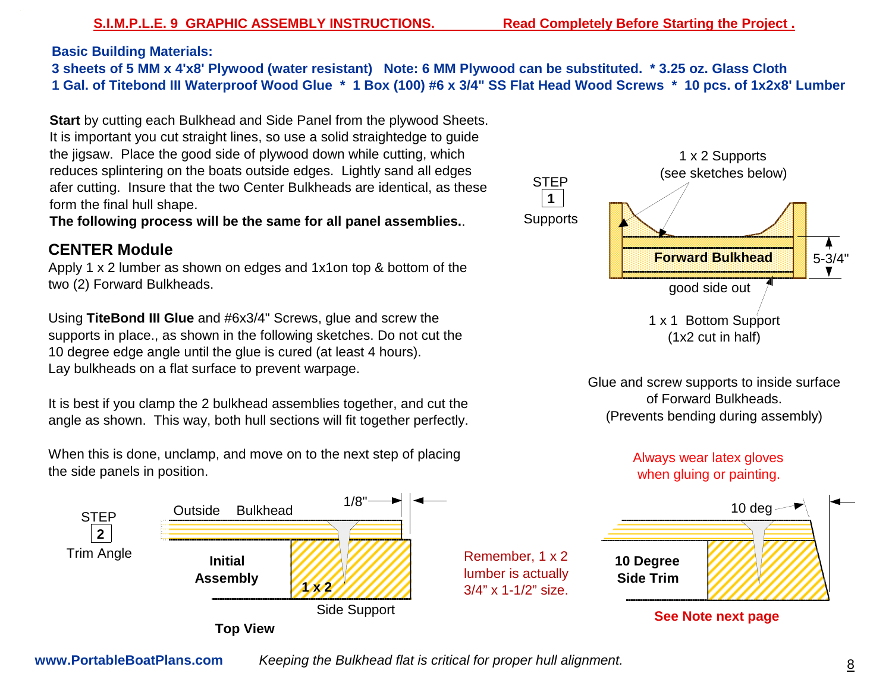**S.I.M.P.L.E. 9 GRAPHIC ASSEMBLY INSTRUCTIONS.** **Read Completely Before Starting the Project .**

**Basic Building Materials:**
**3 sheets of 5 MM x 4'x8' Plywood (water resistant) Note: 6 MM Plywood can be substituted. * 3.25 oz. Glass Cloth**
**1 Gal. of Titebond III Waterproof Wood Glue * 1 Box (100) #6 x 3/4" SS Flat Head Wood Screws * 10 pcs. of 1x2x8' Lumber**

**Start** by cutting each Bulkhead and Side Panel from the plywood Sheets. It is important you cut straight lines, so use a solid straightedge to guide the jigsaw. Place the good side of plywood down while cutting, which reduces splintering on the boats outside edges. Lightly sand all edges afer cutting. Insure that the two Center Bulkheads are identical, as these form the final hull shape.
**The following process will be the same for all panel assemblies.**.

## CENTER Module

Apply 1 x 2 lumber as shown on edges and 1x1on top & bottom of the two (2) Forward Bulkheads.

Using **TiteBond III Glue** and #6x3/4" Screws, glue and screw the supports in place., as shown in the following sketches. Do not cut the 10 degree edge angle until the glue is cured (at least 4 hours). Lay bulkheads on a flat surface to prevent warpage.

It is best if you clamp the 2 bulkhead assemblies together, and cut the angle as shown. This way, both hull sections will fit together perfectly.

When this is done, unclamp, and move on to the next step of placing the side panels in position.

STEP **1** Supports

1 x 2 Supports (see sketches below)

**Forward Bulkhead**

5-3/4"

good side out

1 x 1 Bottom Support (1x2 cut in half)

Glue and screw supports to inside surface of Forward Bulkheads. (Prevents bending during assembly)

Always wear latex gloves when gluing or painting.

STEP **2** Trim Angle

Outside Bulkhead

1/8"

**Initial Assembly**

**1 x 2**

Side Support

**Top View**

Remember, 1 x 2 lumber is actually 3/4” x 1-1/2” size.

10 deg

**10 Degree Side Trim**

**See Note next page**

**www.PortableBoatPlans.com** *Keeping the Bulkhead flat is critical for proper hull alignment.*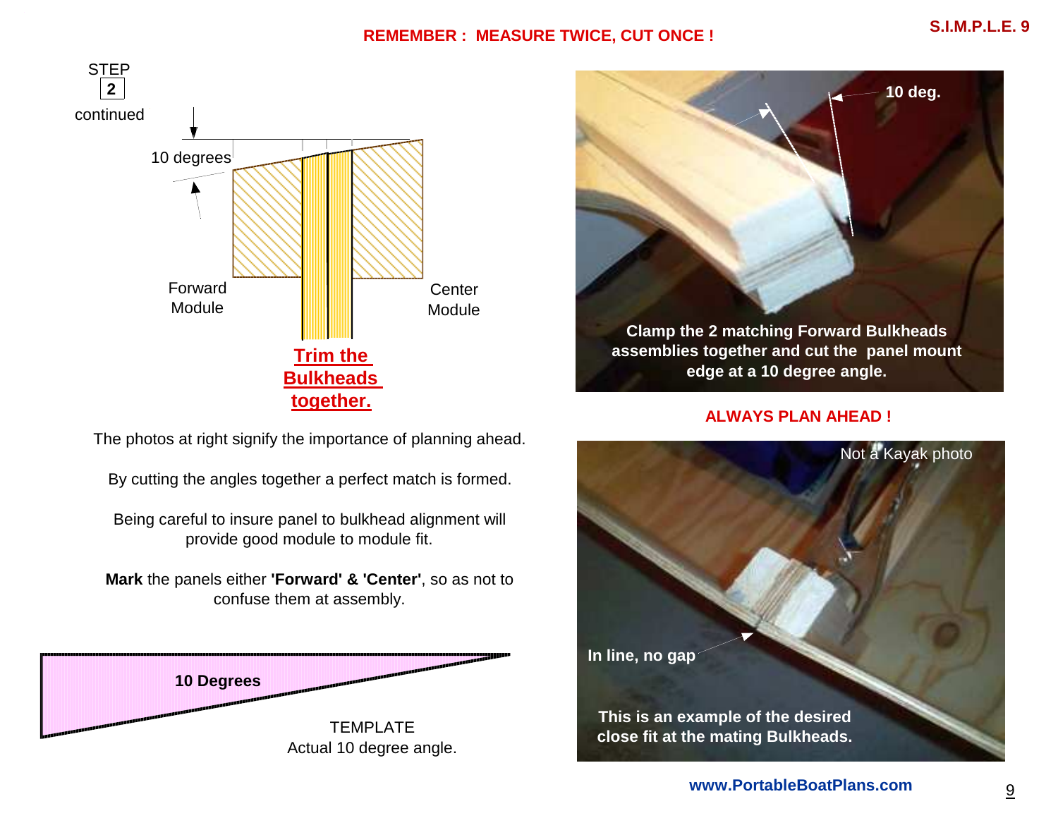**REMEMBER : MEASURE TWICE, CUT ONCE !**

STEP **2** continued

10 degrees

Forward Module

Center Module

**Trim the Bulkheads together.**

The photos at right signify the importance of planning ahead.

By cutting the angles together a perfect match is formed.

Being careful to insure panel to bulkhead alignment will provide good module to module fit.

**Mark** the panels either **'Forward' & 'Center'**, so as not to confuse them at assembly.

**10 Degrees**

TEMPLATE
Actual 10 degree angle.

**10 deg.**

**Clamp the 2 matching Forward Bulkheads assemblies together and cut the panel mount edge at a 10 degree angle.**

**ALWAYS PLAN AHEAD !**

Not a Kayak photo

**In line, no gap**

**This is an example of the desired close fit at the mating Bulkheads.**

**www.PortableBoatPlans.com**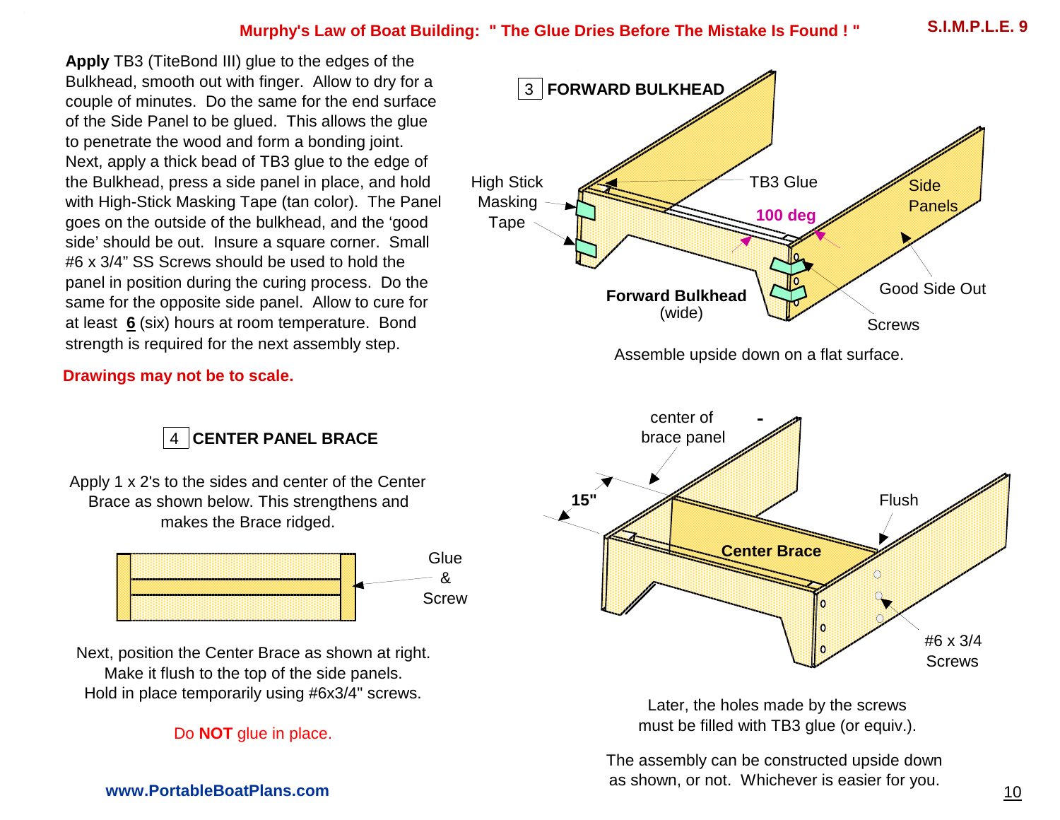**Murphy's Law of Boat Building: " The Glue Dries Before The Mistake Is Found ! "**

**Apply** TB3 (TiteBond III) glue to the edges of the Bulkhead, smooth out with finger. Allow to dry for a couple of minutes. Do the same for the end surface of the Side Panel to be glued. This allows the glue to penetrate the wood and form a bonding joint. Next, apply a thick bead of TB3 glue to the edge of the Bulkhead, press a side panel in place, and hold with High-Stick Masking Tape (tan color). The Panel goes on the outside of the bulkhead, and the 'good side' should be out. Insure a square corner. Small #6 x 3/4" SS Screws should be used to hold the panel in position during the curing process. Do the same for the opposite side panel. Allow to cure for at least **6** (six) hours at room temperature. Bond strength is required for the next assembly step.

**Drawings may not be to scale.**

## 3 FORWARD BULKHEAD

High Stick Masking Tape | TB3 Glue | 100 deg | Side Panels | Good Side Out | Screws | **Forward Bulkhead** (wide)

Assemble upside down on a flat surface.

## 4 CENTER PANEL BRACE

Apply 1 x 2's to the sides and center of the Center Brace as shown below. This strengthens and makes the Brace ridged.

Glue & Screw

Next, position the Center Brace as shown at right. Make it flush to the top of the side panels. Hold in place temporarily using #6x3/4" screws.

Do **NOT** glue in place.

center of brace panel | **15"** | Flush | **Center Brace** | #6 x 3/4 Screws

Later, the holes made by the screws must be filled with TB3 glue (or equiv.).

The assembly can be constructed upside down as shown, or not. Whichever is easier for you.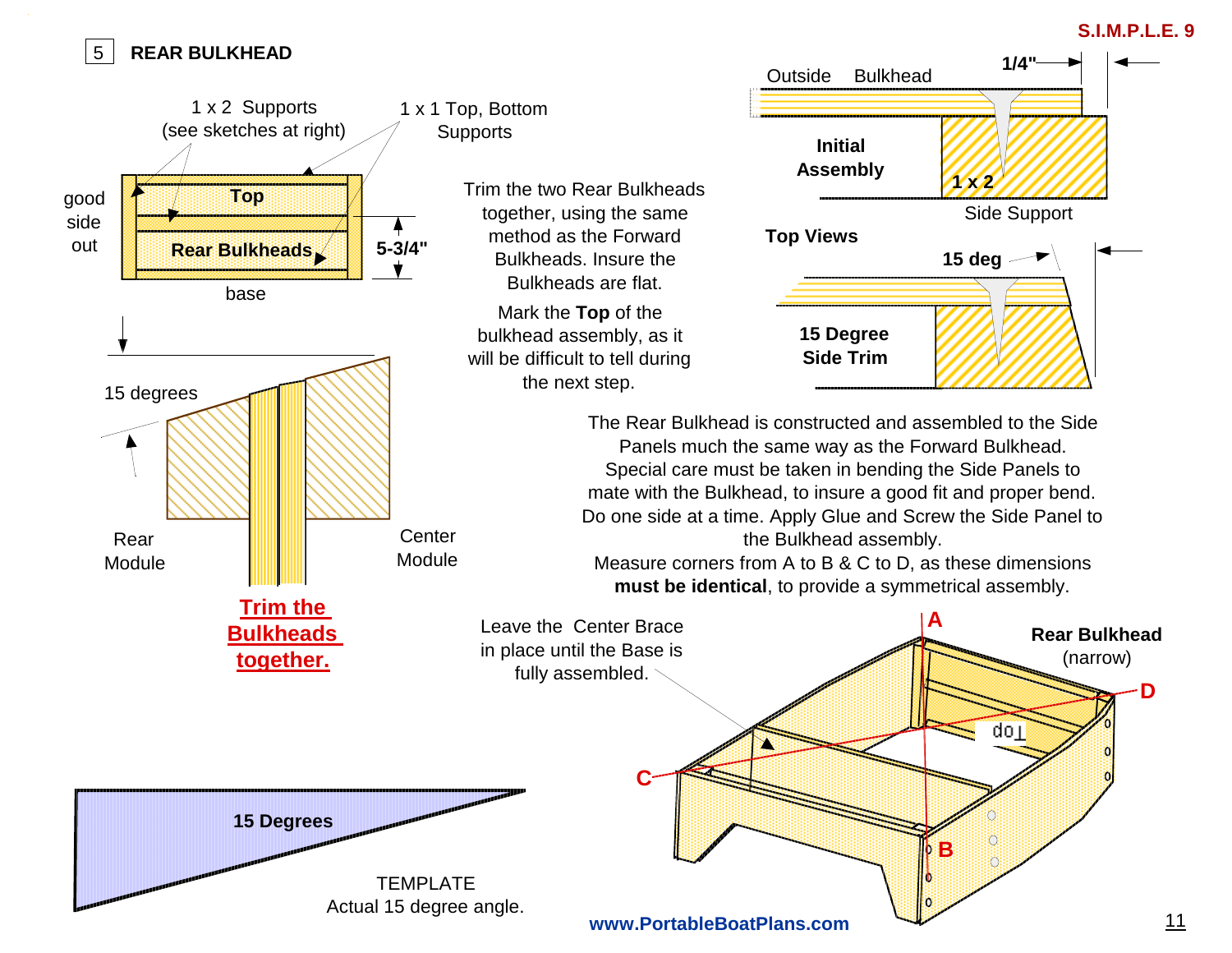## 5 REAR BULKHEAD

1 x 2 Supports (see sketches at right)

1 x 1 Top, Bottom Supports

good side out

Top

Rear Bulkheads

5-3/4"

base

15 degrees

Rear Module

Center Module

**Trim the Bulkheads together.**

Trim the two Rear Bulkheads together, using the same method as the Forward Bulkheads. Insure the Bulkheads are flat.

Mark the **Top** of the bulkhead assembly, as it will be difficult to tell during the next step.

Outside Bulkhead

1/4"

**Initial Assembly**

**1 x 2**

Side Support

**Top Views**

**15 deg**

**15 Degree Side Trim**

The Rear Bulkhead is constructed and assembled to the Side Panels much the same way as the Forward Bulkhead. Special care must be taken in bending the Side Panels to mate with the Bulkhead, to insure a good fit and proper bend. Do one side at a time. Apply Glue and Screw the Side Panel to the Bulkhead assembly.

Measure corners from A to B & C to D, as these dimensions **must be identical**, to provide a symmetrical assembly.

Leave the Center Brace in place until the Base is fully assembled.

**Rear Bulkhead** (narrow)

A

B

C

D

Top

**15 Degrees**

TEMPLATE
Actual 15 degree angle.

**www.PortableBoatPlans.com**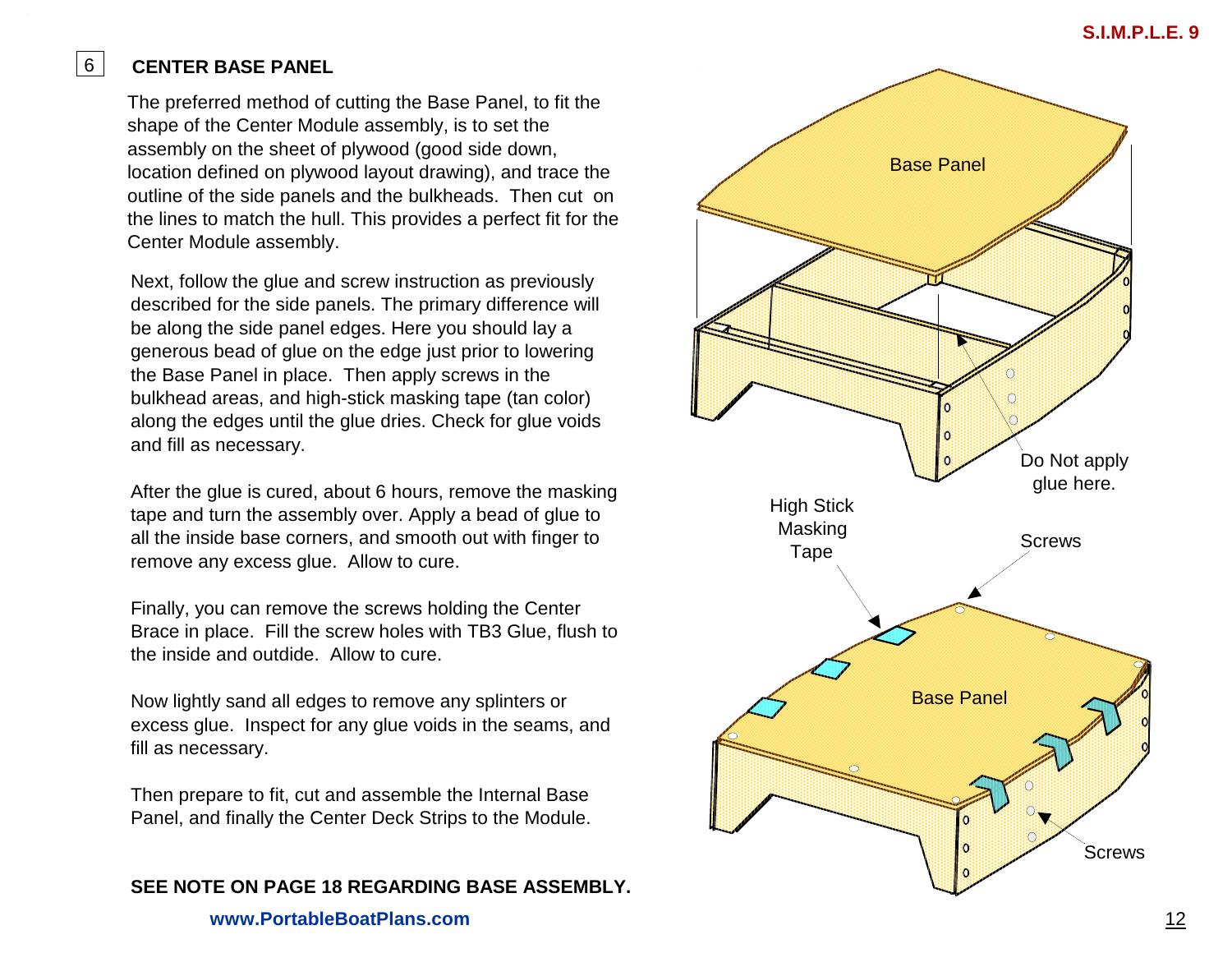## 6 CENTER BASE PANEL

The preferred method of cutting the Base Panel, to fit the shape of the Center Module assembly, is to set the assembly on the sheet of plywood (good side down, location defined on plywood layout drawing), and trace the outline of the side panels and the bulkheads. Then cut on the lines to match the hull. This provides a perfect fit for the Center Module assembly.

Next, follow the glue and screw instruction as previously described for the side panels. The primary difference will be along the side panel edges. Here you should lay a generous bead of glue on the edge just prior to lowering the Base Panel in place. Then apply screws in the bulkhead areas, and high-stick masking tape (tan color) along the edges until the glue dries. Check for glue voids and fill as necessary.

After the glue is cured, about 6 hours, remove the masking tape and turn the assembly over. Apply a bead of glue to all the inside base corners, and smooth out with finger to remove any excess glue. Allow to cure.

Finally, you can remove the screws holding the Center Brace in place. Fill the screw holes with TB3 Glue, flush to the inside and outdide. Allow to cure.

Now lightly sand all edges to remove any splinters or excess glue. Inspect for any glue voids in the seams, and fill as necessary.

Then prepare to fit, cut and assemble the Internal Base Panel, and finally the Center Deck Strips to the Module.

**SEE NOTE ON PAGE 18 REGARDING BASE ASSEMBLY.**

Base Panel

Do Not apply glue here.

High Stick Masking Tape

Screws

Base Panel

Screws

**www.PortableBoatPlans.com**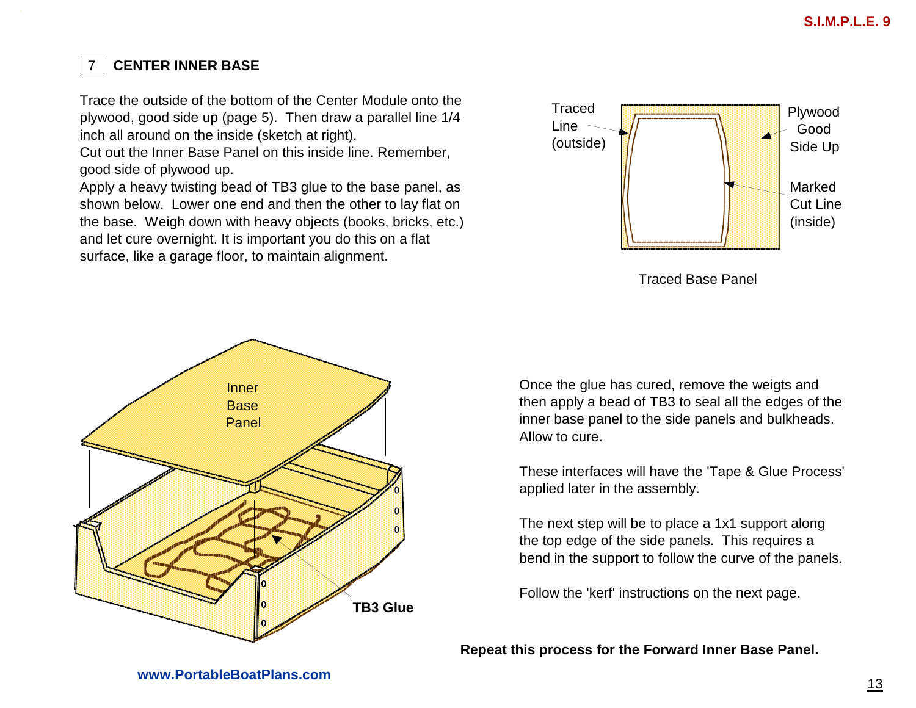## 7 CENTER INNER BASE

Trace the outside of the bottom of the Center Module onto the plywood, good side up (page 5). Then draw a parallel line 1/4 inch all around on the inside (sketch at right).
Cut out the Inner Base Panel on this inside line. Remember, good side of plywood up.
Apply a heavy twisting bead of TB3 glue to the base panel, as shown below. Lower one end and then the other to lay flat on the base. Weigh down with heavy objects (books, bricks, etc.) and let cure overnight. It is important you do this on a flat surface, like a garage floor, to maintain alignment.

Traced Line (outside)

Plywood Good Side Up

Marked Cut Line (inside)

Traced Base Panel

Inner Base Panel

**TB3 Glue**

Once the glue has cured, remove the weigts and then apply a bead of TB3 to seal all the edges of the inner base panel to the side panels and bulkheads. Allow to cure.

These interfaces will have the 'Tape & Glue Process' applied later in the assembly.

The next step will be to place a 1x1 support along the top edge of the side panels. This requires a bend in the support to follow the curve of the panels.

Follow the 'kerf' instructions on the next page.

**Repeat this process for the Forward Inner Base Panel.**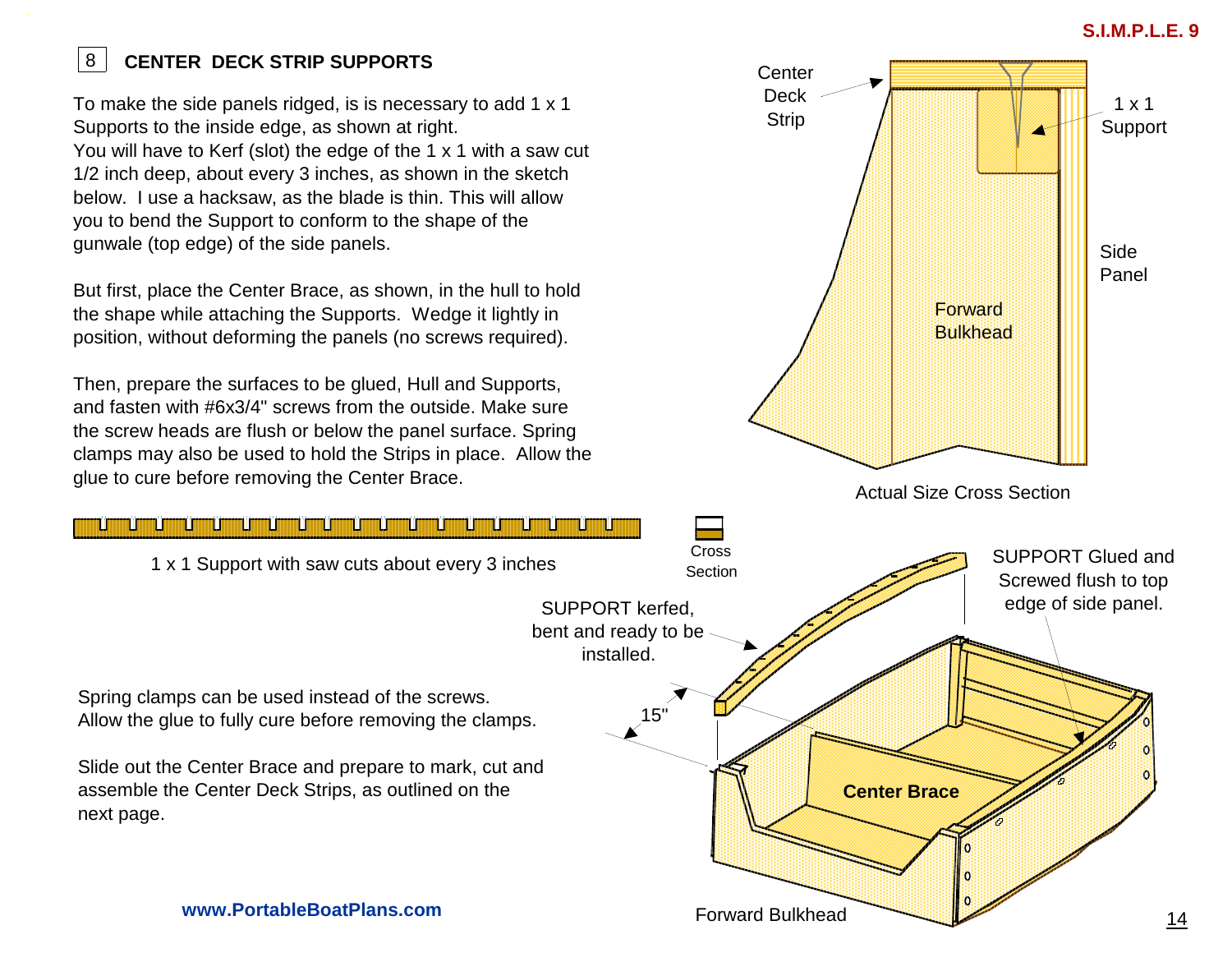## 8 CENTER DECK STRIP SUPPORTS

To make the side panels ridged, is is necessary to add 1 x 1 Supports to the inside edge, as shown at right.
You will have to Kerf (slot) the edge of the 1 x 1 with a saw cut 1/2 inch deep, about every 3 inches, as shown in the sketch below. I use a hacksaw, as the blade is thin. This will allow you to bend the Support to conform to the shape of the gunwale (top edge) of the side panels.

But first, place the Center Brace, as shown, in the hull to hold the shape while attaching the Supports. Wedge it lightly in position, without deforming the panels (no screws required).

Then, prepare the surfaces to be glued, Hull and Supports, and fasten with #6x3/4" screws from the outside. Make sure the screw heads are flush or below the panel surface. Spring clamps may also be used to hold the Strips in place. Allow the glue to cure before removing the Center Brace.

Center Deck Strip

1 x 1 Support

Side Panel

Forward Bulkhead

Actual Size Cross Section

1 x 1 Support with saw cuts about every 3 inches

Cross Section

SUPPORT kerfed, bent and ready to be installed.

SUPPORT Glued and Screwed flush to top edge of side panel.

15"

Center Brace

Forward Bulkhead

Spring clamps can be used instead of the screws.
Allow the glue to fully cure before removing the clamps.

Slide out the Center Brace and prepare to mark, cut and assemble the Center Deck Strips, as outlined on the next page.

www.PortableBoatPlans.com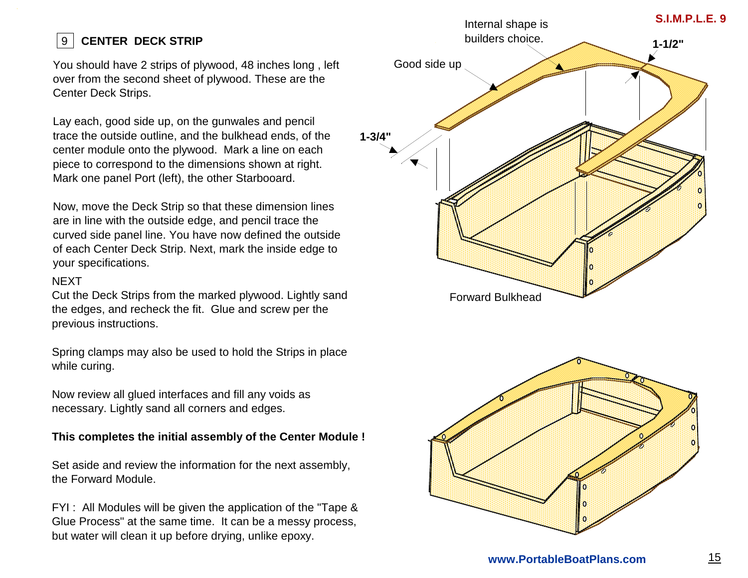## 9 CENTER DECK STRIP

You should have 2 strips of plywood, 48 inches long , left over from the second sheet of plywood. These are the Center Deck Strips.

Lay each, good side up, on the gunwales and pencil trace the outside outline, and the bulkhead ends, of the center module onto the plywood. Mark a line on each piece to correspond to the dimensions shown at right. Mark one panel Port (left), the other Starboard.

Now, move the Deck Strip so that these dimension lines are in line with the outside edge, and pencil trace the curved side panel line. You have now defined the outside of each Center Deck Strip. Next, mark the inside edge to your specifications.

NEXT
Cut the Deck Strips from the marked plywood. Lightly sand the edges, and recheck the fit. Glue and screw per the previous instructions.

Spring clamps may also be used to hold the Strips in place while curing.

Now review all glued interfaces and fill any voids as necessary. Lightly sand all corners and edges.

**This completes the initial assembly of the Center Module !**

Set aside and review the information for the next assembly, the Forward Module.

FYI : All Modules will be given the application of the "Tape & Glue Process" at the same time. It can be a messy process, but water will clean it up before drying, unlike epoxy.

Internal shape is builders choice.

Good side up

1-1/2"

1-3/4"

Forward Bulkhead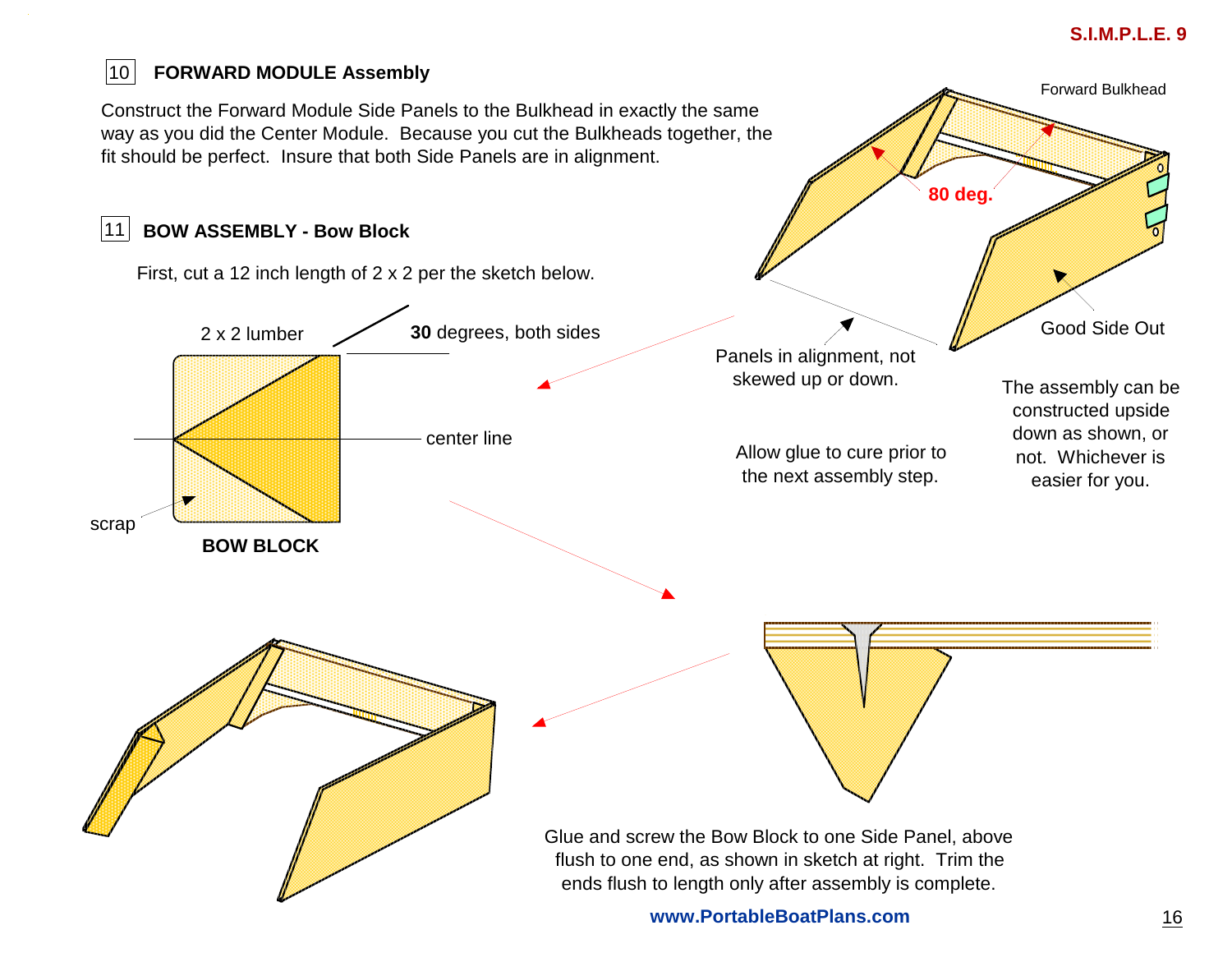## 10 FORWARD MODULE Assembly

Construct the Forward Module Side Panels to the Bulkhead in exactly the same way as you did the Center Module. Because you cut the Bulkheads together, the fit should be perfect. Insure that both Side Panels are in alignment.

Forward Bulkhead

80 deg.

Good Side Out

Panels in alignment, not skewed up or down.

The assembly can be constructed upside down as shown, or not. Whichever is easier for you.

Allow glue to cure prior to the next assembly step.

## 11 BOW ASSEMBLY - Bow Block

First, cut a 12 inch length of 2 x 2 per the sketch below.

2 x 2 lumber

**30** degrees, both sides

center line

scrap

**BOW BLOCK**

Glue and screw the Bow Block to one Side Panel, above flush to one end, as shown in sketch at right. Trim the ends flush to length only after assembly is complete.

**www.PortableBoatPlans.com**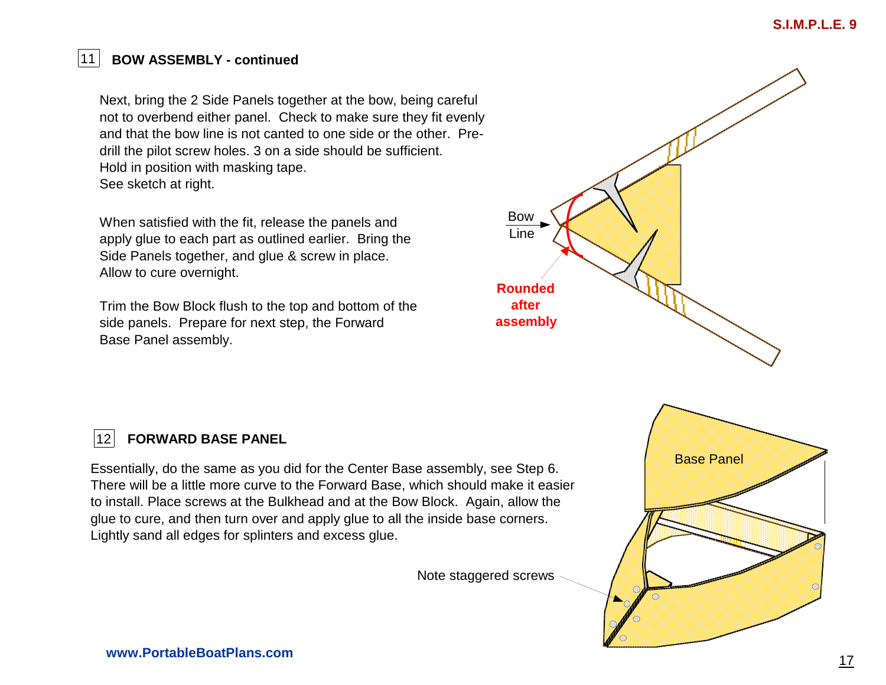## 11 BOW ASSEMBLY - continued

Next, bring the 2 Side Panels together at the bow, being careful not to overbend either panel. Check to make sure they fit evenly and that the bow line is not canted to one side or the other. Pre-drill the pilot screw holes. 3 on a side should be sufficient. Hold in position with masking tape.
See sketch at right.

When satisfied with the fit, release the panels and apply glue to each part as outlined earlier. Bring the Side Panels together, and glue & screw in place. Allow to cure overnight.

Trim the Bow Block flush to the top and bottom of the side panels. Prepare for next step, the Forward Base Panel assembly.

Bow Line

**Rounded after assembly**

## 12 FORWARD BASE PANEL

Essentially, do the same as you did for the Center Base assembly, see Step 6. There will be a little more curve to the Forward Base, which should make it easier to install. Place screws at the Bulkhead and at the Bow Block. Again, allow the glue to cure, and then turn over and apply glue to all the inside base corners. Lightly sand all edges for splinters and excess glue.

Base Panel

Note staggered screws

**www.PortableBoatPlans.com**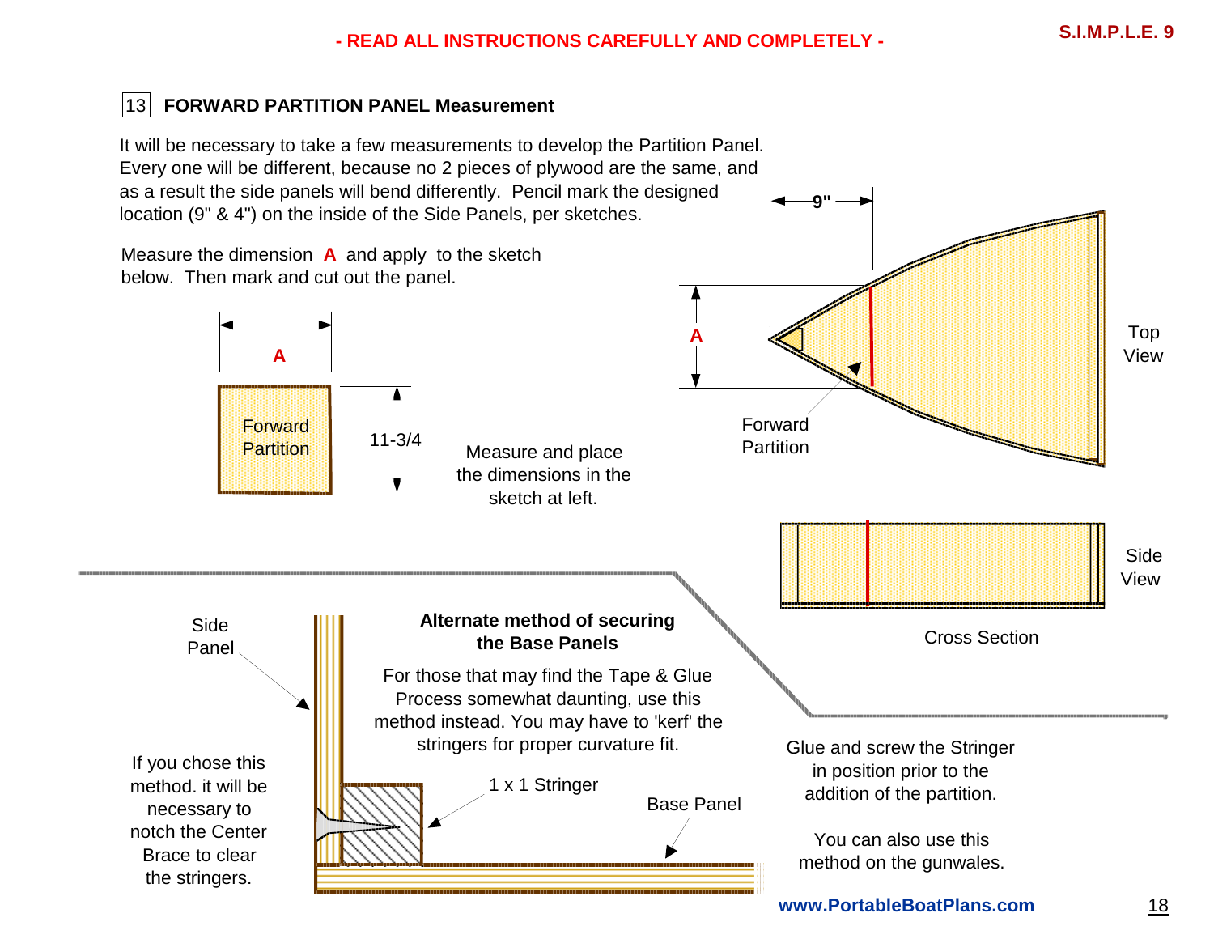- READ ALL INSTRUCTIONS CAREFULLY AND COMPLETELY -

## 13 FORWARD PARTITION PANEL Measurement

It will be necessary to take a few measurements to develop the Partition Panel. Every one will be different, because no 2 pieces of plywood are the same, and as a result the side panels will bend differently. Pencil mark the designed location (9" & 4") on the inside of the Side Panels, per sketches.

Measure the dimension **A** and apply to the sketch below. Then mark and cut out the panel.

A

Forward Partition

11-3/4

Measure and place the dimensions in the sketch at left.

9"

A

Top View

Forward Partition

Side View

Cross Section

### Alternate method of securing the Base Panels

For those that may find the Tape & Glue Process somewhat daunting, use this method instead. You may have to 'kerf' the stringers for proper curvature fit.

Side Panel

1 x 1 Stringer

Base Panel

If you chose this method. it will be necessary to notch the Center Brace to clear the stringers.

Glue and screw the Stringer in position prior to the addition of the partition.

You can also use this method on the gunwales.

www.PortableBoatPlans.com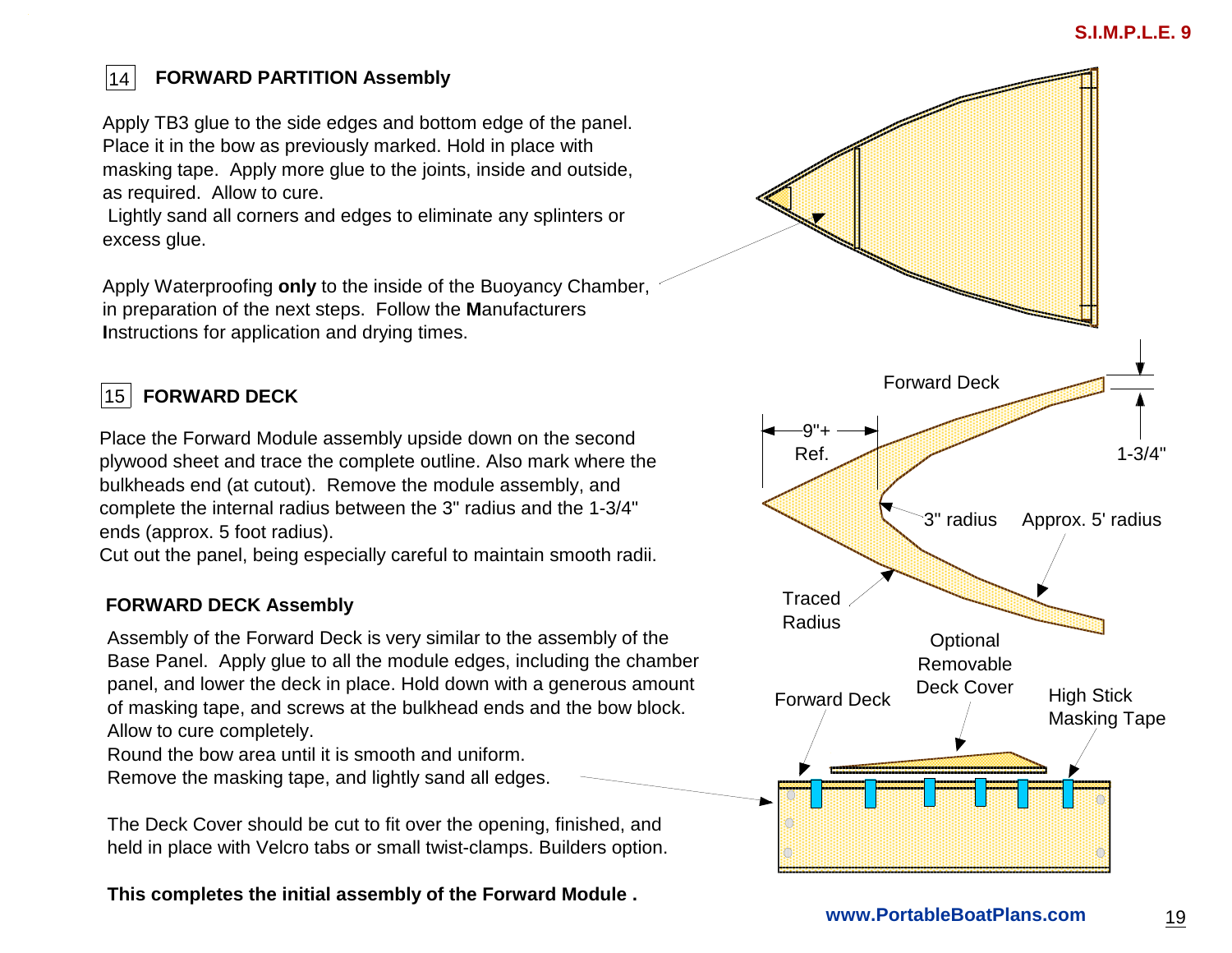## 14 FORWARD PARTITION Assembly

Apply TB3 glue to the side edges and bottom edge of the panel. Place it in the bow as previously marked. Hold in place with masking tape. Apply more glue to the joints, inside and outside, as required. Allow to cure.
Lightly sand all corners and edges to eliminate any splinters or excess glue.

Apply Waterproofing **only** to the inside of the Buoyancy Chamber, in preparation of the next steps. Follow the **M**anufacturers **I**nstructions for application and drying times.

## 15 FORWARD DECK

Place the Forward Module assembly upside down on the second plywood sheet and trace the complete outline. Also mark where the bulkheads end (at cutout). Remove the module assembly, and complete the internal radius between the 3" radius and the 1-3/4" ends (approx. 5 foot radius).
Cut out the panel, being especially careful to maintain smooth radii.

Forward Deck

9"+ Ref.

1-3/4"

3" radius

Approx. 5' radius

Traced Radius

### FORWARD DECK Assembly

Assembly of the Forward Deck is very similar to the assembly of the Base Panel. Apply glue to all the module edges, including the chamber panel, and lower the deck in place. Hold down with a generous amount of masking tape, and screws at the bulkhead ends and the bow block. Allow to cure completely.
Round the bow area until it is smooth and uniform.
Remove the masking tape, and lightly sand all edges.

The Deck Cover should be cut to fit over the opening, finished, and held in place with Velcro tabs or small twist-clamps. Builders option.

Forward Deck

Optional Removable Deck Cover

High Stick Masking Tape

**This completes the initial assembly of the Forward Module .**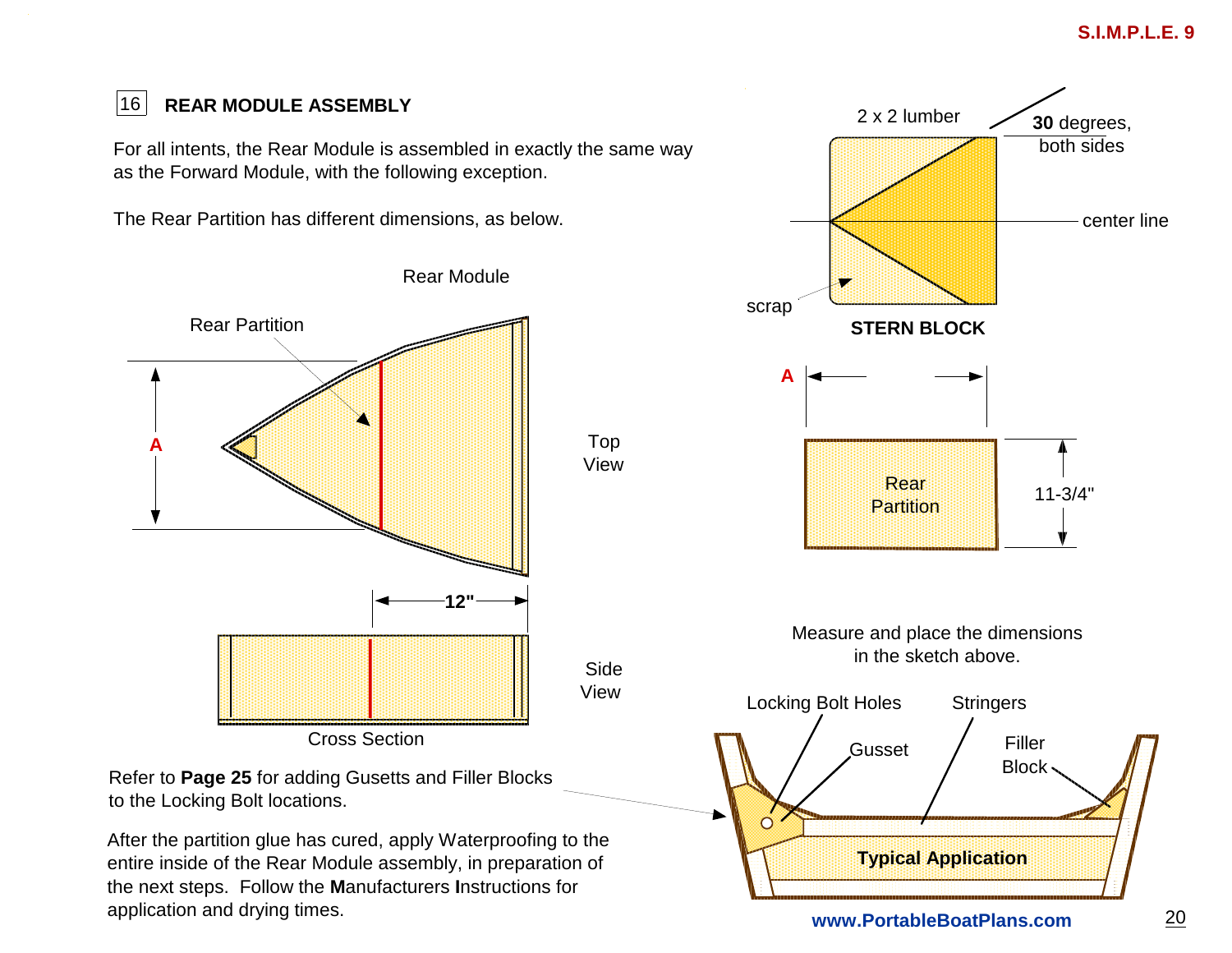## 16 REAR MODULE ASSEMBLY

For all intents, the Rear Module is assembled in exactly the same way as the Forward Module, with the following exception.

The Rear Partition has different dimensions, as below.

Rear Module

Rear Partition

A

Top View

12"

Side View

Cross Section

2 x 2 lumber

**30** degrees, both sides

center line

scrap

**STERN BLOCK**

A

Rear Partition

11-3/4"

Measure and place the dimensions in the sketch above.

Refer to **Page 25** for adding Gusetts and Filler Blocks to the Locking Bolt locations.

Locking Bolt Holes

Stringers

Gusset

Filler Block

**Typical Application**

After the partition glue has cured, apply Waterproofing to the entire inside of the Rear Module assembly, in preparation of the next steps. Follow the **M**anufacturers **I**nstructions for application and drying times.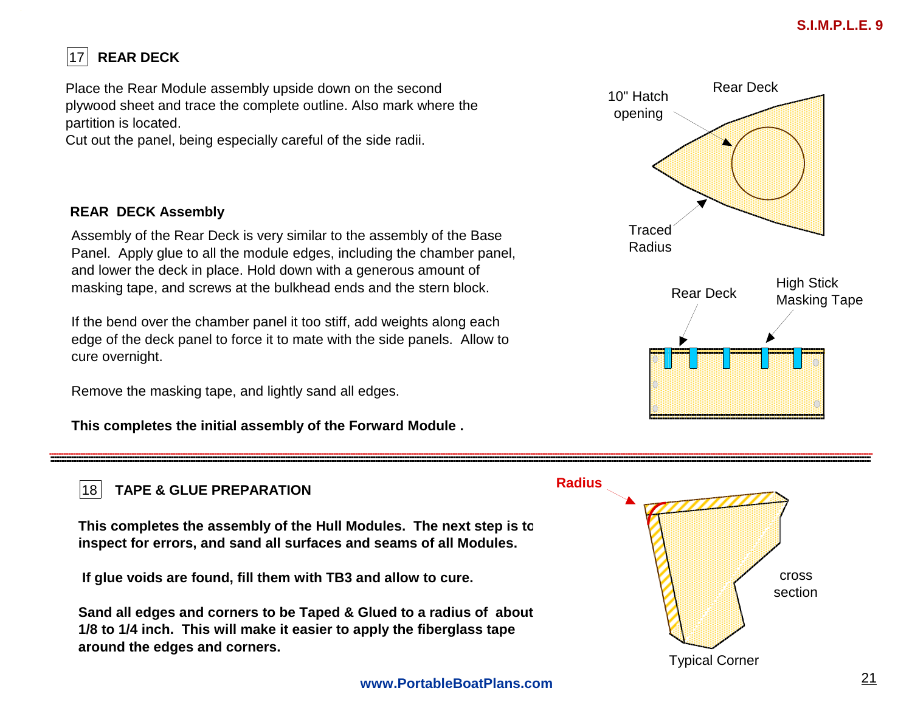## 17 REAR DECK

Place the Rear Module assembly upside down on the second plywood sheet and trace the complete outline. Also mark where the partition is located.
Cut out the panel, being especially careful of the side radii.

10" Hatch opening

Rear Deck

Traced Radius

### REAR DECK Assembly

Assembly of the Rear Deck is very similar to the assembly of the Base Panel. Apply glue to all the module edges, including the chamber panel, and lower the deck in place. Hold down with a generous amount of masking tape, and screws at the bulkhead ends and the stern block.

If the bend over the chamber panel it too stiff, add weights along each edge of the deck panel to force it to mate with the side panels. Allow to cure overnight.

Remove the masking tape, and lightly sand all edges.

**This completes the initial assembly of the Forward Module .**

Rear Deck

High Stick Masking Tape

---

## 18 TAPE & GLUE PREPARATION

**This completes the assembly of the Hull Modules. The next step is to inspect for errors, and sand all surfaces and seams of all Modules.**

**If glue voids are found, fill them with TB3 and allow to cure.**

**Sand all edges and corners to be Taped & Glued to a radius of about 1/8 to 1/4 inch. This will make it easier to apply the fiberglass tape around the edges and corners.**

Radius

cross section

Typical Corner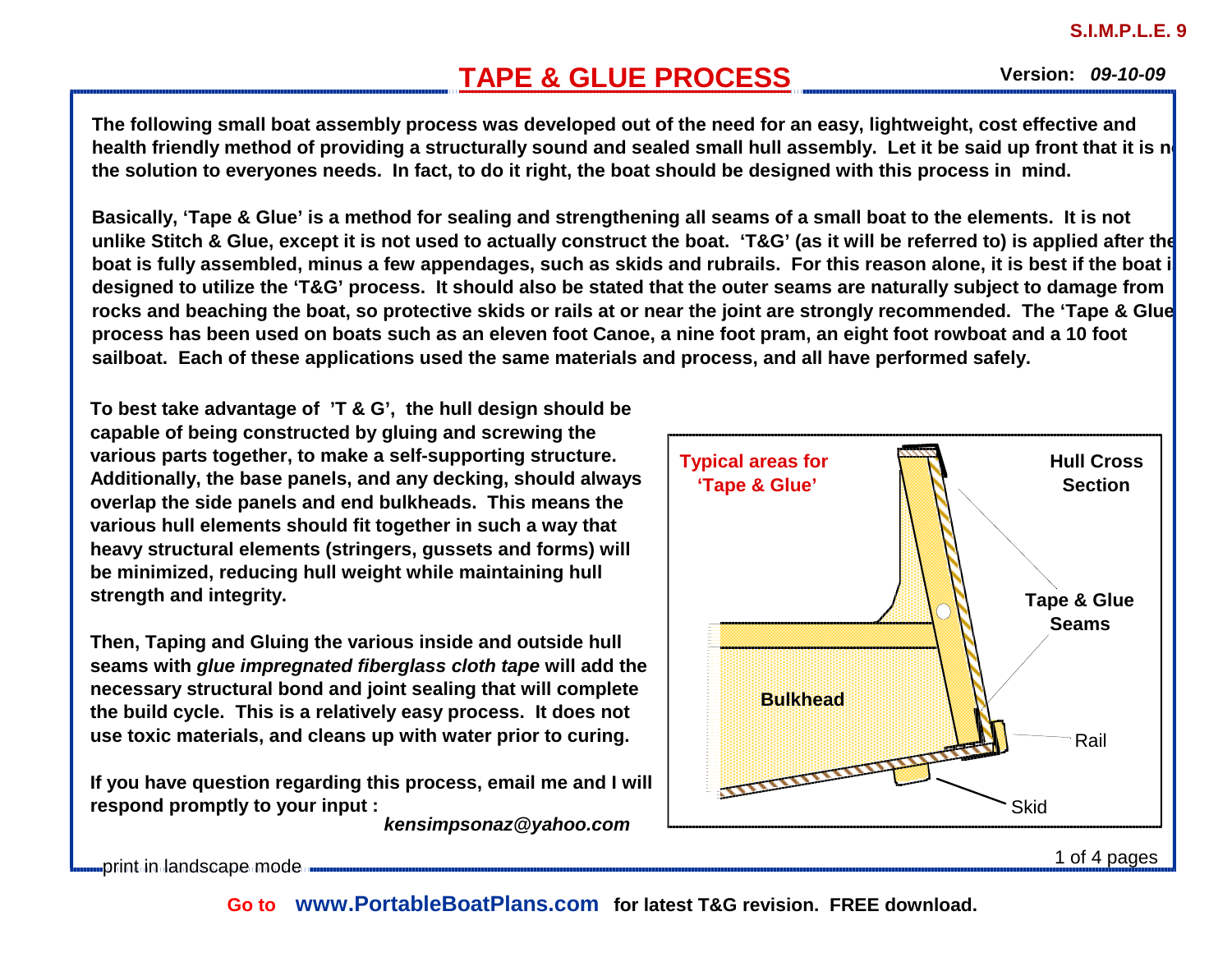S.I.M.P.L.E. 9

# TAPE & GLUE PROCESS

**Version:** ***09-10-09***

**The following small boat assembly process was developed out of the need for an easy, lightweight, cost effective and health friendly method of providing a structurally sound and sealed small hull assembly. Let it be said up front that it is not the solution to everyones needs. In fact, to do it right, the boat should be designed with this process in mind.**

**Basically, 'Tape & Glue' is a method for sealing and strengthening all seams of a small boat to the elements. It is not unlike Stitch & Glue, except it is not used to actually construct the boat. 'T&G' (as it will be referred to) is applied after the boat is fully assembled, minus a few appendages, such as skids and rubrails. For this reason alone, it is best if the boat is designed to utilize the 'T&G' process. It should also be stated that the outer seams are naturally subject to damage from rocks and beaching the boat, so protective skids or rails at or near the joint are strongly recommended. The 'Tape & Glue' process has been used on boats such as an eleven foot Canoe, a nine foot pram, an eight foot rowboat and a 10 foot sailboat. Each of these applications used the same materials and process, and all have performed safely.**

**To best take advantage of 'T & G', the hull design should be capable of being constructed by gluing and screwing the various parts together, to make a self-supporting structure. Additionally, the base panels, and any decking, should always overlap the side panels and end bulkheads. This means the various hull elements should fit together in such a way that heavy structural elements (stringers, gussets and forms) will be minimized, reducing hull weight while maintaining hull strength and integrity.**

**Then, Taping and Gluing the various inside and outside hull seams with *glue impregnated fiberglass cloth tape* will add the necessary structural bond and joint sealing that will complete the build cycle. This is a relatively easy process. It does not use toxic materials, and cleans up with water prior to curing.**

**If you have question regarding this process, email me and I will respond promptly to your input :**
***kensimpsonaz@yahoo.com***

**Typical areas for 'Tape & Glue'** — **Hull Cross Section** — **Tape & Glue Seams** — **Bulkhead** — Rail — Skid

print in landscape mode

**Go to www.PortableBoatPlans.com for latest T&G revision. FREE download.**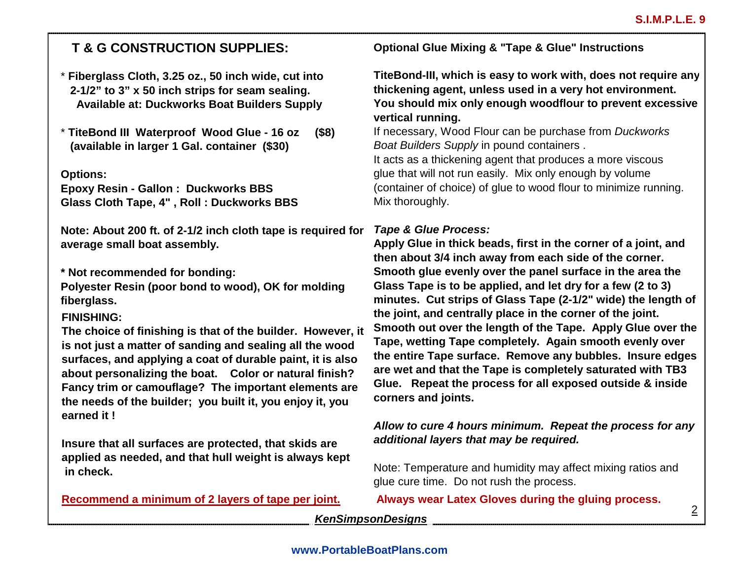## T & G CONSTRUCTION SUPPLIES:

* **Fiberglass Cloth, 3.25 oz., 50 inch wide, cut into 2-1/2" to 3" x 50 inch strips for seam sealing. Available at: Duckworks Boat Builders Supply**

* **TiteBond III Waterproof Wood Glue - 16 oz ($8) (available in larger 1 Gal. container ($30)**

**Options:**
**Epoxy Resin - Gallon : Duckworks BBS**
**Glass Cloth Tape, 4" , Roll : Duckworks BBS**

**Note: About 200 ft. of 2-1/2 inch cloth tape is required for average small boat assembly.**

**\* Not recommended for bonding:**
**Polyester Resin (poor bond to wood), OK for molding fiberglass.**

**FINISHING:**
**The choice of finishing is that of the builder. However, it is not just a matter of sanding and sealing all the wood surfaces, and applying a coat of durable paint, it is also about personalizing the boat. Color or natural finish? Fancy trim or camouflage? The important elements are the needs of the builder; you built it, you enjoy it, you earned it !**

**Insure that all surfaces are protected, that skids are applied as needed, and that hull weight is always kept in check.**

**Recommend a minimum of 2 layers of tape per joint.**

### Optional Glue Mixing & "Tape & Glue" Instructions

**TiteBond-III, which is easy to work with, does not require any thickening agent, unless used in a very hot environment. You should mix only enough woodflour to prevent excessive vertical running.**
If necessary, Wood Flour can be purchase from *Duckworks Boat Builders Supply* in pound containers .
It acts as a thickening agent that produces a more viscous glue that will not run easily. Mix only enough by volume (container of choice) of glue to wood flour to minimize running. Mix thoroughly.

***Tape & Glue Process:***
**Apply Glue in thick beads, first in the corner of a joint, and then about 3/4 inch away from each side of the corner. Smooth glue evenly over the panel surface in the area the Glass Tape is to be applied, and let dry for a few (2 to 3) minutes. Cut strips of Glass Tape (2-1/2" wide) the length of the joint, and centrally place in the corner of the joint. Smooth out over the length of the Tape. Apply Glue over the Tape, wetting Tape completely. Again smooth evenly over the entire Tape surface. Remove any bubbles. Insure edges are wet and that the Tape is completely saturated with TB3 Glue. Repeat the process for all exposed outside & inside corners and joints.**

***Allow to cure 4 hours minimum. Repeat the process for any additional layers that may be required.***

Note: Temperature and humidity may affect mixing ratios and glue cure time. Do not rush the process.

**Always wear Latex Gloves during the gluing process.**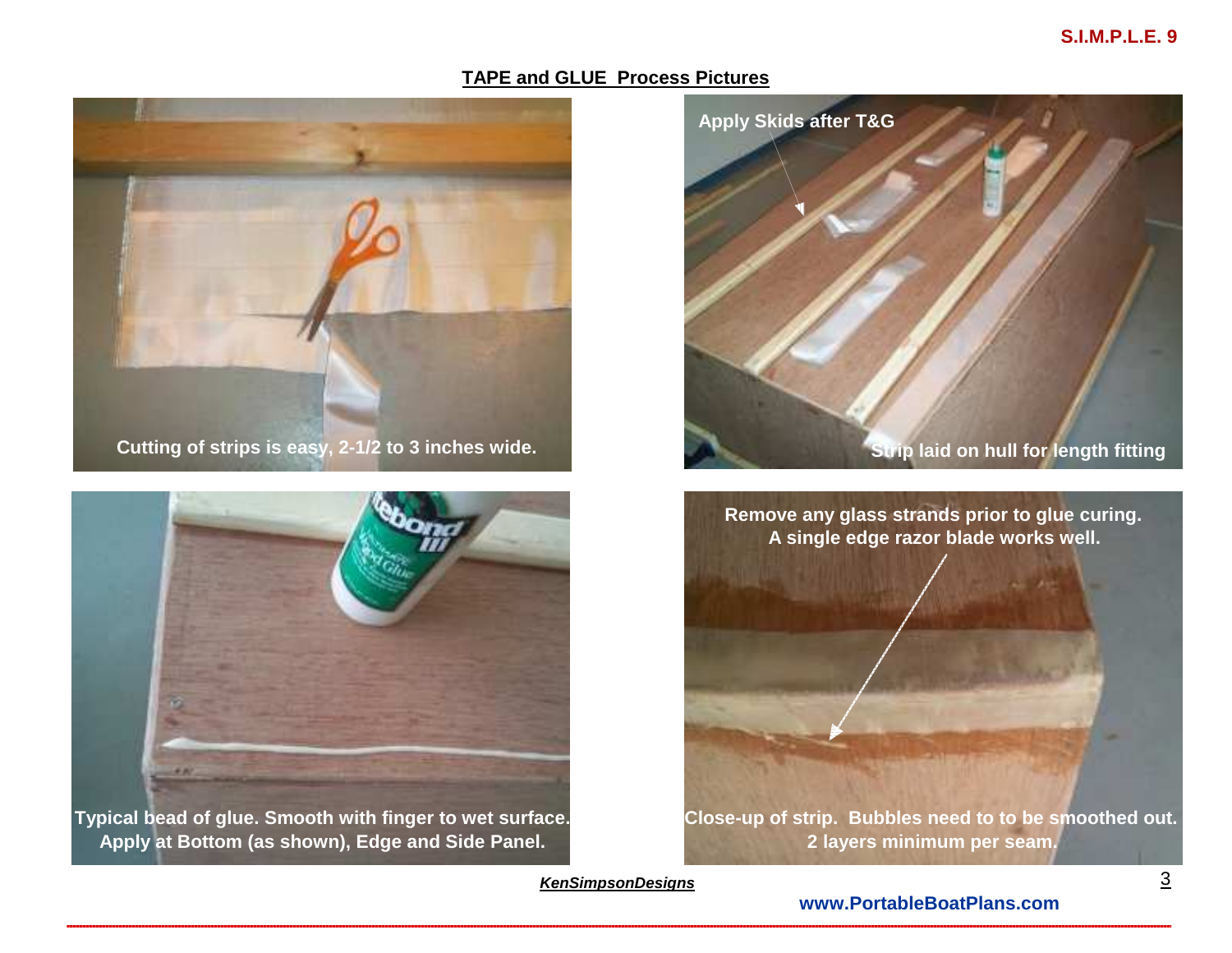## TAPE and GLUE Process Pictures

Cutting of strips is easy, 2-1/2 to 3 inches wide.

Apply Skids after T&G

Strip laid on hull for length fitting

Typical bead of glue. Smooth with finger to wet surface. Apply at Bottom (as shown), Edge and Side Panel.

Remove any glass strands prior to glue curing. A single edge razor blade works well.

Close-up of strip. Bubbles need to to be smoothed out. 2 layers minimum per seam.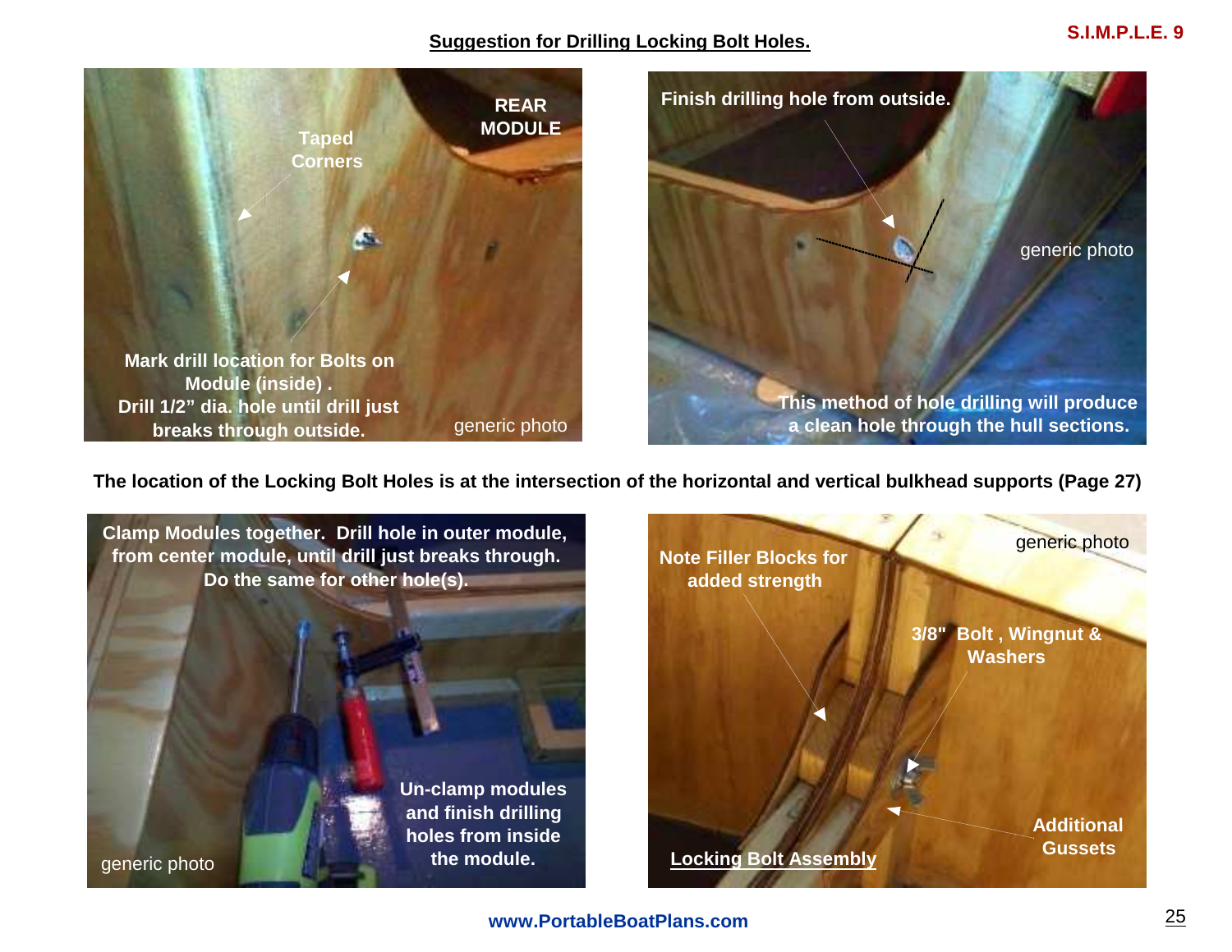## Suggestion for Drilling Locking Bolt Holes.

REAR MODULE

Taped Corners

Mark drill location for Bolts on Module (inside) .
Drill 1/2” dia. hole until drill just breaks through outside.

generic photo

Finish drilling hole from outside.

generic photo

This method of hole drilling will produce a clean hole through the hull sections.

**The location of the Locking Bolt Holes is at the intersection of the horizontal and vertical bulkhead supports (Page 27)**

Clamp Modules together. Drill hole in outer module, from center module, until drill just breaks through. Do the same for other hole(s).

Un-clamp modules and finish drilling holes from inside the module.

generic photo

Note Filler Blocks for added strength

generic photo

3/8" Bolt , Wingnut & Washers

Additional Gussets

**Locking Bolt Assembly**

www.PortableBoatPlans.com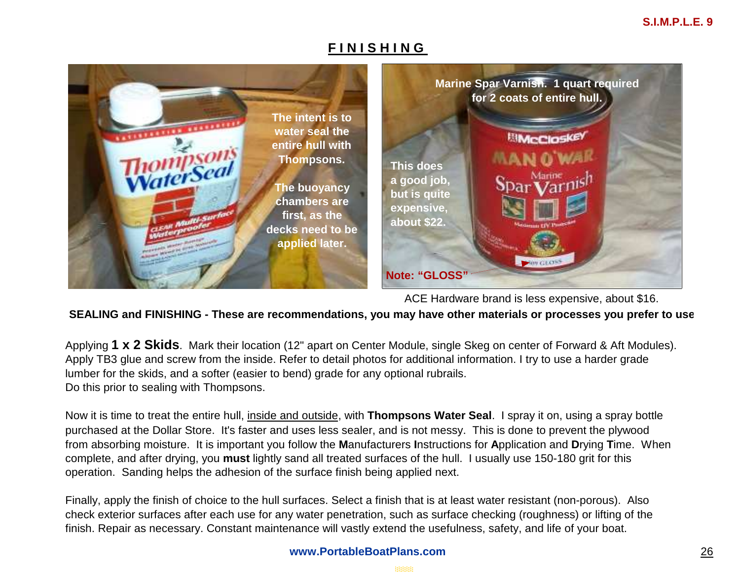## FINISHING

The intent is to water seal the entire hull with Thompsons.

The buoyancy chambers are first, as the decks need to be applied later.

Marine Spar Varnish. 1 quart required for 2 coats of entire hull.

This does a good job, but is quite expensive, about $22.

Note: "GLOSS"

ACE Hardware brand is less expensive, about $16.

**SEALING and FINISHING - These are recommendations, you may have other materials or processes you prefer to use**

Applying **1 x 2 Skids**. Mark their location (12" apart on Center Module, single Skeg on center of Forward & Aft Modules). Apply TB3 glue and screw from the inside. Refer to detail photos for additional information. I try to use a harder grade lumber for the skids, and a softer (easier to bend) grade for any optional rubrails.
Do this prior to sealing with Thompsons.

Now it is time to treat the entire hull, inside and outside, with **Thompsons Water Seal**. I spray it on, using a spray bottle purchased at the Dollar Store. It's faster and uses less sealer, and is not messy. This is done to prevent the plywood from absorbing moisture. It is important you follow the **M**anufacturers **I**nstructions for **A**pplication and **D**rying **T**ime. When complete, and after drying, you **must** lightly sand all treated surfaces of the hull. I usually use 150-180 grit for this operation. Sanding helps the adhesion of the surface finish being applied next.

Finally, apply the finish of choice to the hull surfaces. Select a finish that is at least water resistant (non-porous). Also check exterior surfaces after each use for any water penetration, such as surface checking (roughness) or lifting of the finish. Repair as necessary. Constant maintenance will vastly extend the usefulness, safety, and life of your boat.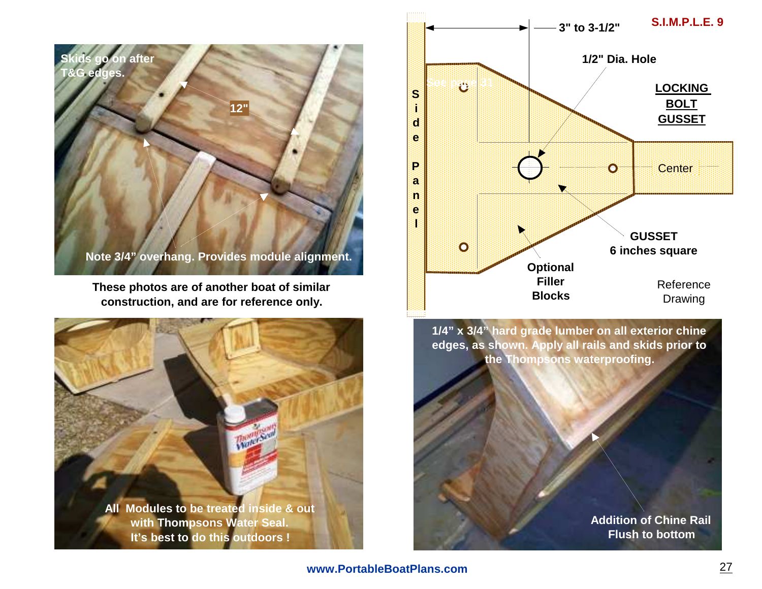Skids go on after T&G edges.

12"

Note 3/4" overhang. Provides module alignment.

These photos are of another boat of similar construction, and are for reference only.

All Modules to be treated inside & out with Thompsons Water Seal. It's best to do this outdoors !

S.I.M.P.L.E. 9

3" to 3-1/2"

1/2" Dia. Hole

**LOCKING BOLT GUSSET**

Side Panel

See page 31

Center

GUSSET 6 inches square

Optional Filler Blocks

Reference Drawing

1/4" x 3/4" hard grade lumber on all exterior chine edges, as shown. Apply all rails and skids prior to the Thompsons waterproofing.

Addition of Chine Rail Flush to bottom

www.PortableBoatPlans.com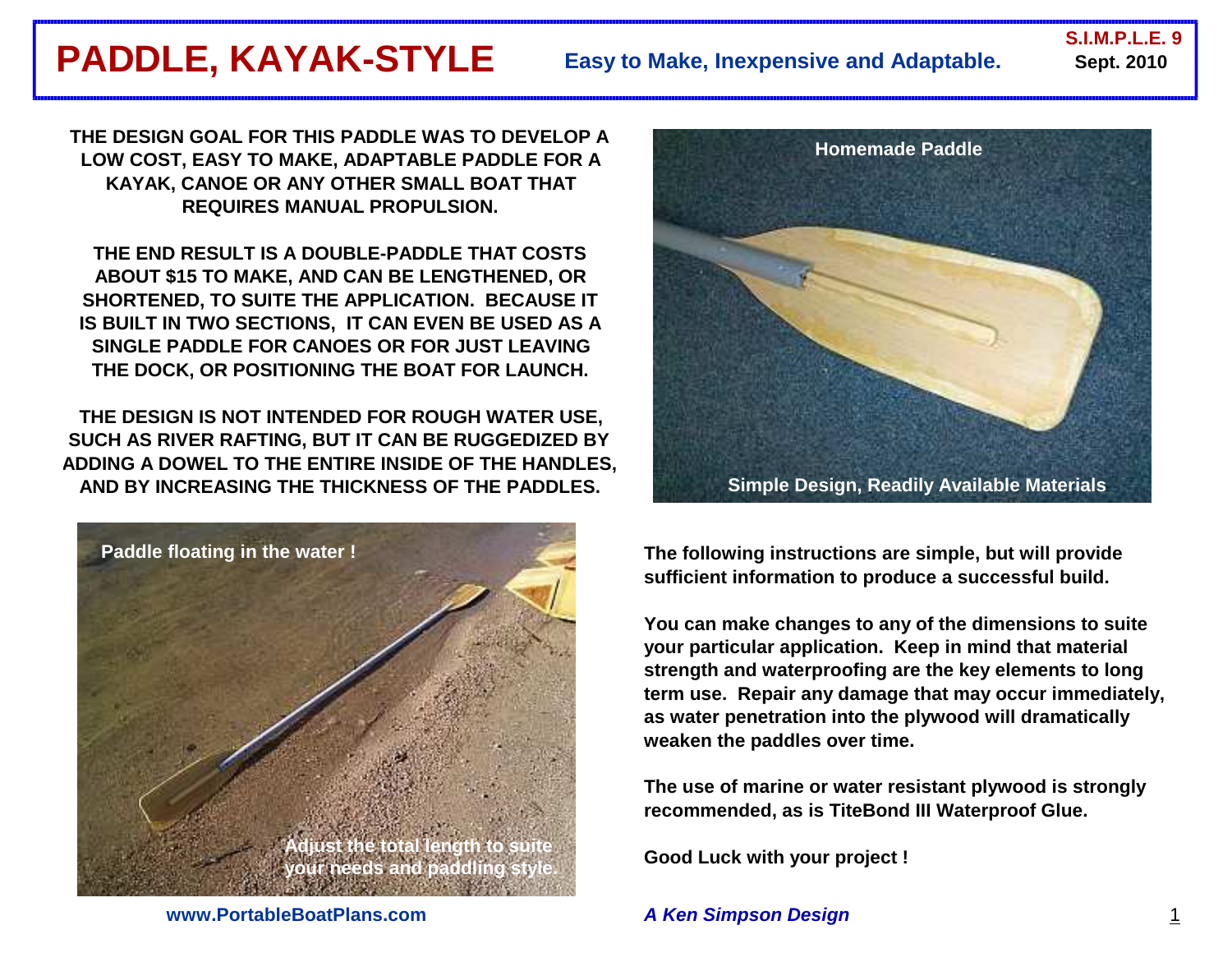# PADDLE, KAYAK-STYLE

**Easy to Make, Inexpensive and Adaptable.**

**S.I.M.P.L.E. 9**
**Sept. 2010**

**THE DESIGN GOAL FOR THIS PADDLE WAS TO DEVELOP A LOW COST, EASY TO MAKE, ADAPTABLE PADDLE FOR A KAYAK, CANOE OR ANY OTHER SMALL BOAT THAT REQUIRES MANUAL PROPULSION.**

**THE END RESULT IS A DOUBLE-PADDLE THAT COSTS ABOUT $15 TO MAKE, AND CAN BE LENGTHENED, OR SHORTENED, TO SUITE THE APPLICATION. BECAUSE IT IS BUILT IN TWO SECTIONS, IT CAN EVEN BE USED AS A SINGLE PADDLE FOR CANOES OR FOR JUST LEAVING THE DOCK, OR POSITIONING THE BOAT FOR LAUNCH.**

**THE DESIGN IS NOT INTENDED FOR ROUGH WATER USE, SUCH AS RIVER RAFTING, BUT IT CAN BE RUGGEDIZED BY ADDING A DOWEL TO THE ENTIRE INSIDE OF THE HANDLES, AND BY INCREASING THE THICKNESS OF THE PADDLES.**

Homemade Paddle

Simple Design, Readily Available Materials

Paddle floating in the water !

Adjust the total length to suite your needs and paddling style.

**The following instructions are simple, but will provide sufficient information to produce a successful build.**

**You can make changes to any of the dimensions to suite your particular application. Keep in mind that material strength and waterproofing are the key elements to long term use. Repair any damage that may occur immediately, as water penetration into the plywood will dramatically weaken the paddles over time.**

**The use of marine or water resistant plywood is strongly recommended, as is TiteBond III Waterproof Glue.**

**Good Luck with your project !**

**www.PortableBoatPlans.com**

***A Ken Simpson Design***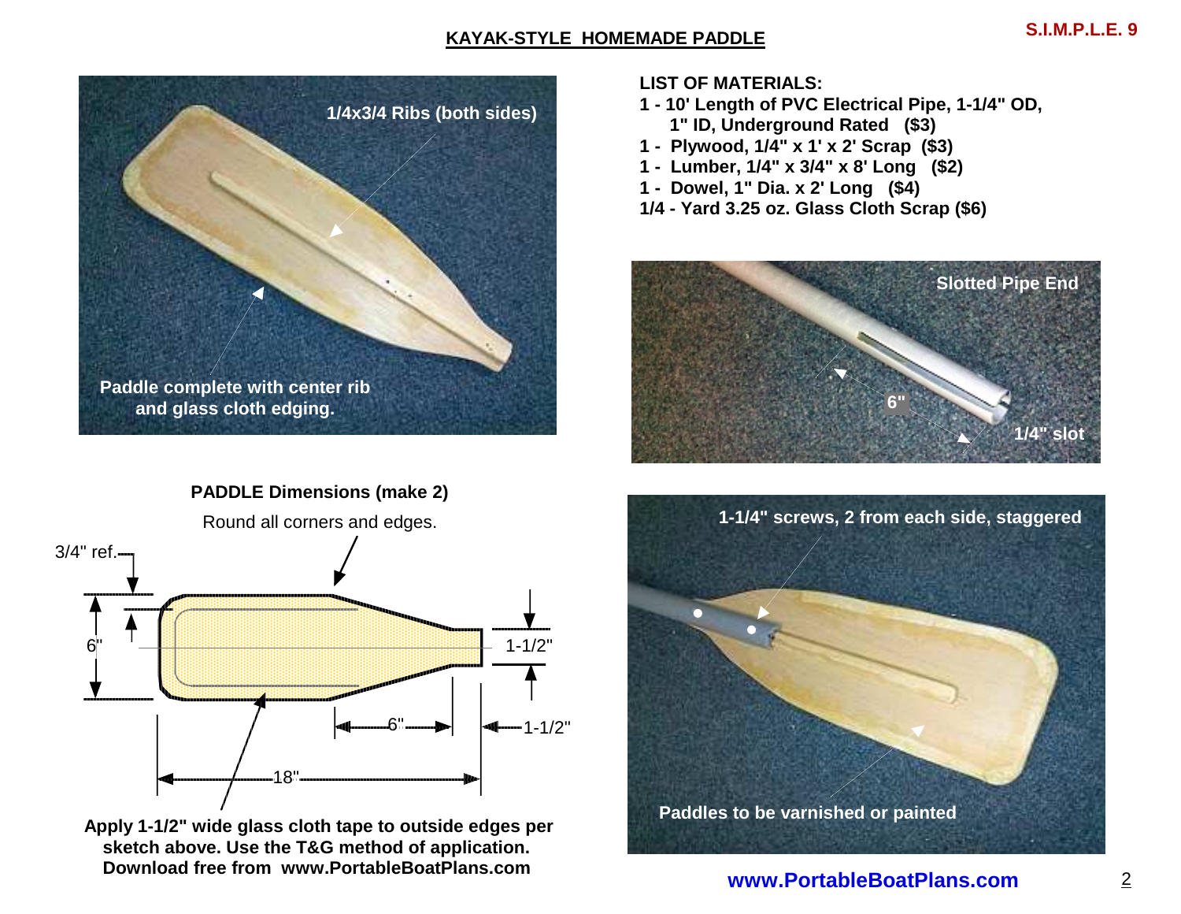## KAYAK-STYLE HOMEMADE PADDLE

S.I.M.P.L.E. 9

1/4x3/4 Ribs (both sides)

Paddle complete with center rib and glass cloth edging.

**LIST OF MATERIALS:**

- 1 - 10' Length of PVC Electrical Pipe, 1-1/4" OD, 1" ID, Underground Rated ($3)
- 1 - Plywood, 1/4" x 1' x 2' Scrap ($3)
- 1 - Lumber, 1/4" x 3/4" x 8' Long ($2)
- 1 - Dowel, 1" Dia. x 2' Long ($4)
- 1/4 - Yard 3.25 oz. Glass Cloth Scrap ($6)

Slotted Pipe End

6"

1/4" slot

**PADDLE Dimensions (make 2)**

Round all corners and edges.

3/4" ref.

6"

1-1/2"

6"

1-1/2"

18"

**Apply 1-1/2" wide glass cloth tape to outside edges per sketch above. Use the T&G method of application. Download free from www.PortableBoatPlans.com**

1-1/4" screws, 2 from each side, staggered

Paddles to be varnished or painted

www.PortableBoatPlans.com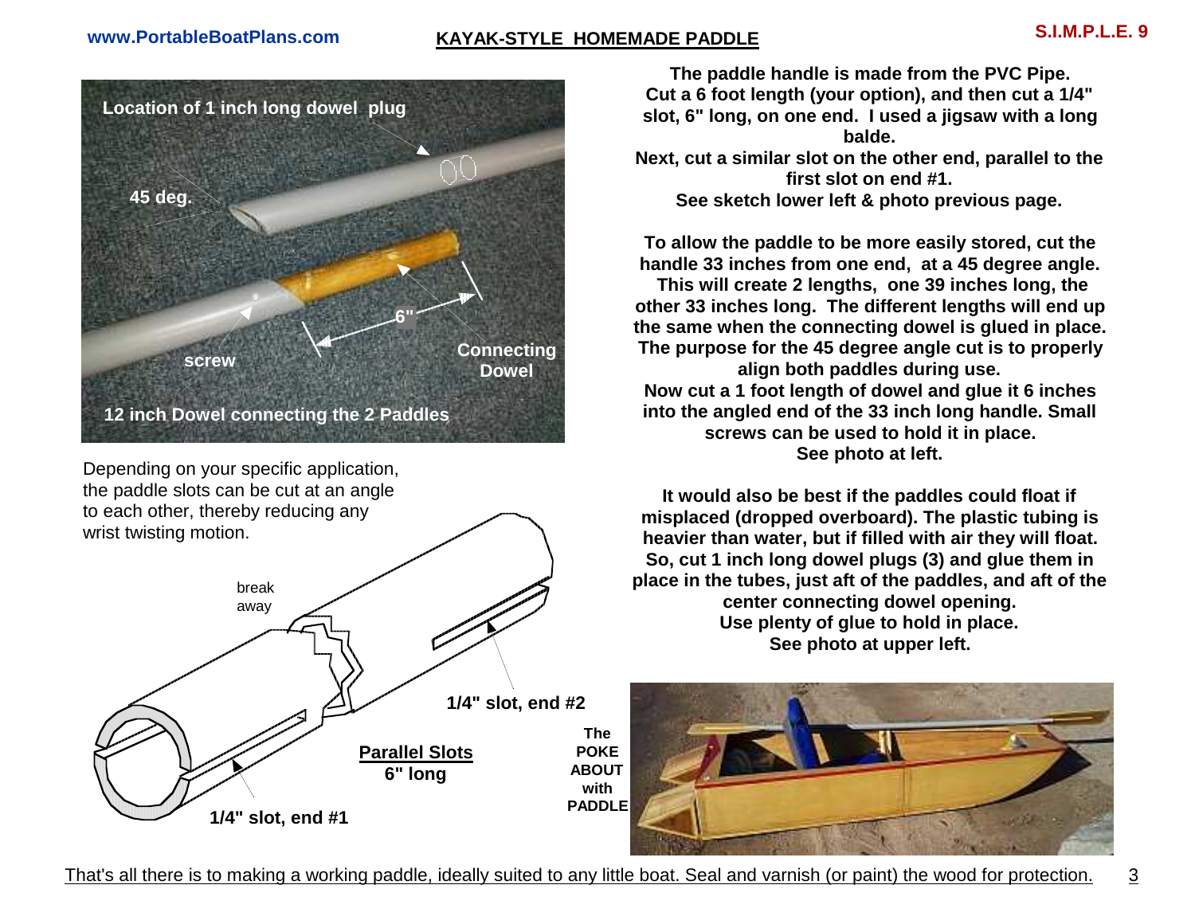# KAYAK-STYLE HOMEMADE PADDLE

S.I.M.P.L.E. 9

Location of 1 inch long dowel plug

45 deg.

6"

screw

Connecting Dowel

12 inch Dowel connecting the 2 Paddles

Depending on your specific application, the paddle slots can be cut at an angle to each other, thereby reducing any wrist twisting motion.

break away

1/4" slot, end #2

**Parallel Slots**
**6" long**

1/4" slot, end #1

**The paddle handle is made from the PVC Pipe. Cut a 6 foot length (your option), and then cut a 1/4" slot, 6" long, on one end. I used a jigsaw with a long balde.**
**Next, cut a similar slot on the other end, parallel to the first slot on end #1.**
**See sketch lower left & photo previous page.**

**To allow the paddle to be more easily stored, cut the handle 33 inches from one end, at a 45 degree angle. This will create 2 lengths, one 39 inches long, the other 33 inches long. The different lengths will end up the same when the connecting dowel is glued in place. The purpose for the 45 degree angle cut is to properly align both paddles during use.**
**Now cut a 1 foot length of dowel and glue it 6 inches into the angled end of the 33 inch long handle. Small screws can be used to hold it in place.**
**See photo at left.**

**It would also be best if the paddles could float if misplaced (dropped overboard). The plastic tubing is heavier than water, but if filled with air they will float. So, cut 1 inch long dowel plugs (3) and glue them in place in the tubes, just aft of the paddles, and aft of the center connecting dowel opening.**
**Use plenty of glue to hold in place.**
**See photo at upper left.**

**The POKE ABOUT with PADDLE**

That's all there is to making a working paddle, ideally suited to any little boat. Seal and varnish (or paint) the wood for protection.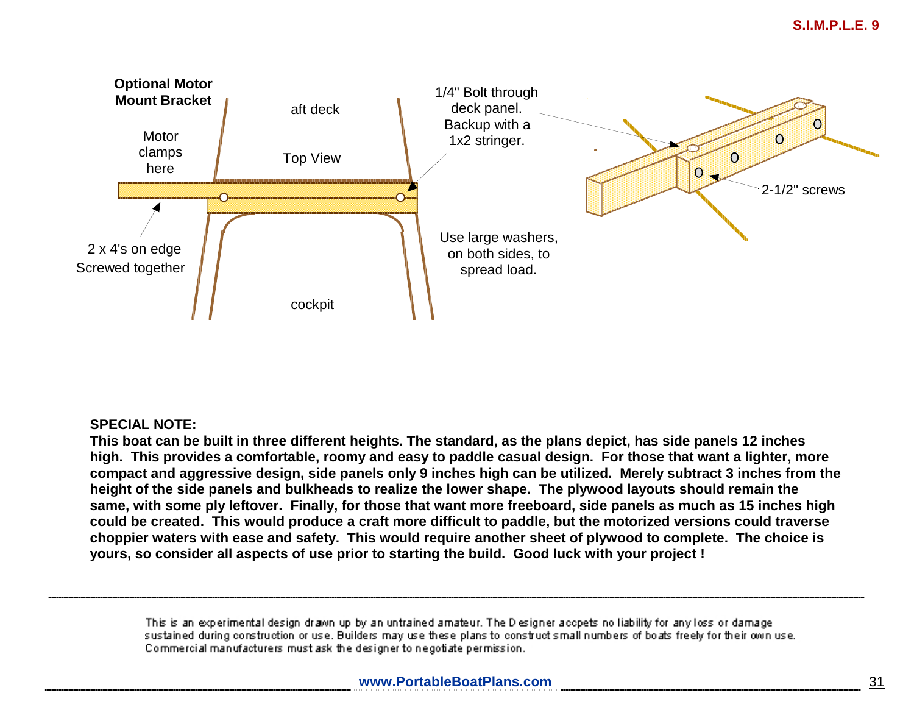**Optional Motor Mount Bracket**

Motor clamps here

aft deck

Top View

1/4" Bolt through deck panel. Backup with a 1x2 stringer.

2 x 4's on edge Screwed together

Use large washers, on both sides, to spread load.

cockpit

2-1/2" screws

**SPECIAL NOTE:**

**This boat can be built in three different heights. The standard, as the plans depict, has side panels 12 inches high. This provides a comfortable, roomy and easy to paddle casual design. For those that want a lighter, more compact and aggressive design, side panels only 9 inches high can be utilized. Merely subtract 3 inches from the height of the side panels and bulkheads to realize the lower shape. The plywood layouts should remain the same, with some ply leftover. Finally, for those that want more freeboard, side panels as much as 15 inches high could be created. This would produce a craft more difficult to paddle, but the motorized versions could traverse choppier waters with ease and safety. This would require another sheet of plywood to complete. The choice is yours, so consider all aspects of use prior to starting the build. Good luck with your project !**

This is an experimental design drawn up by an untrained amateur. The Designer accepts no liability for any loss or damage sustained during construction or use. Builders may use these plans to construct small numbers of boats freely for their own use. Commercial manufacturers must ask the designer to negotiate permission.